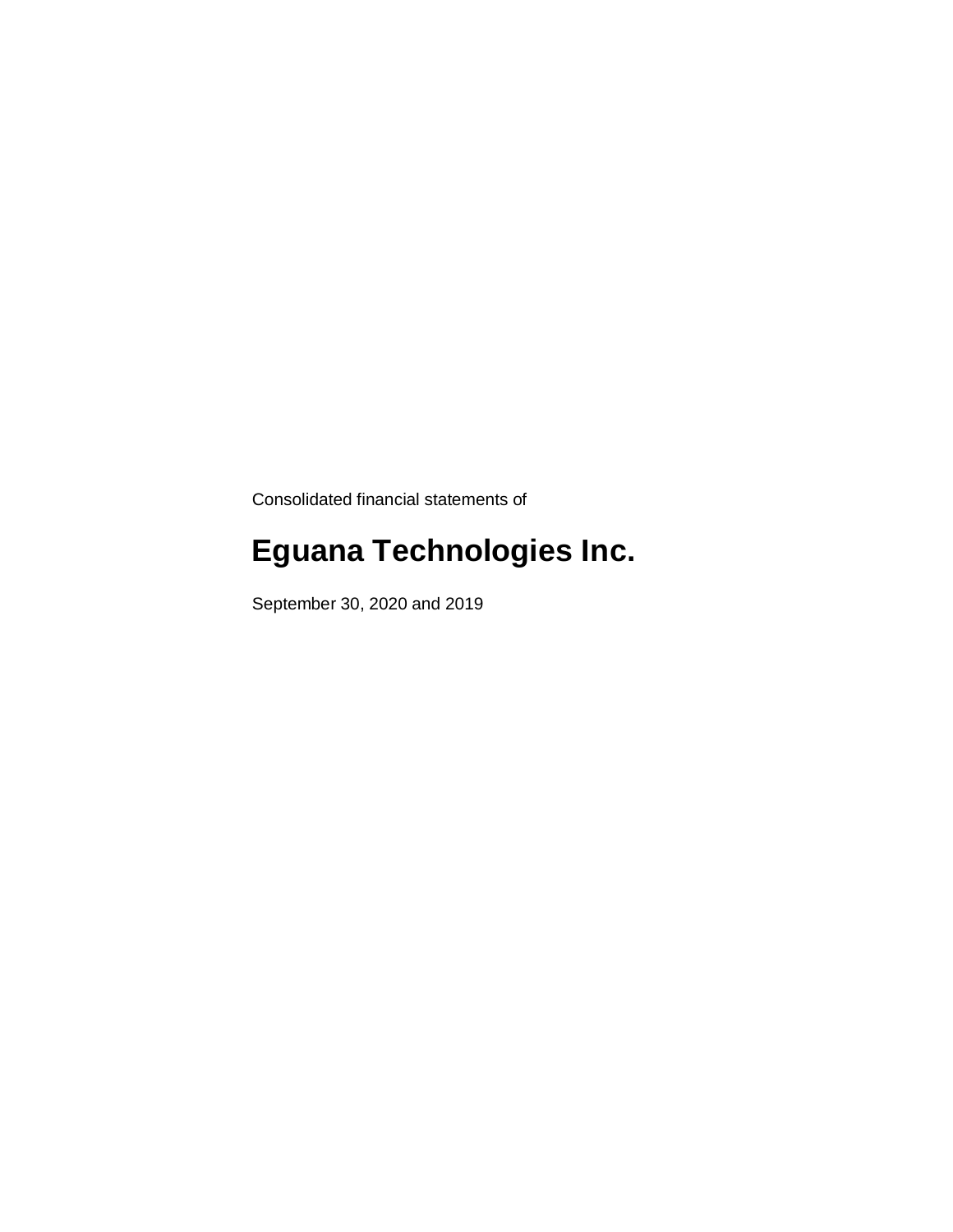Consolidated financial statements of

# Eguana Technologies Inc.

September 30, 2020 and 2019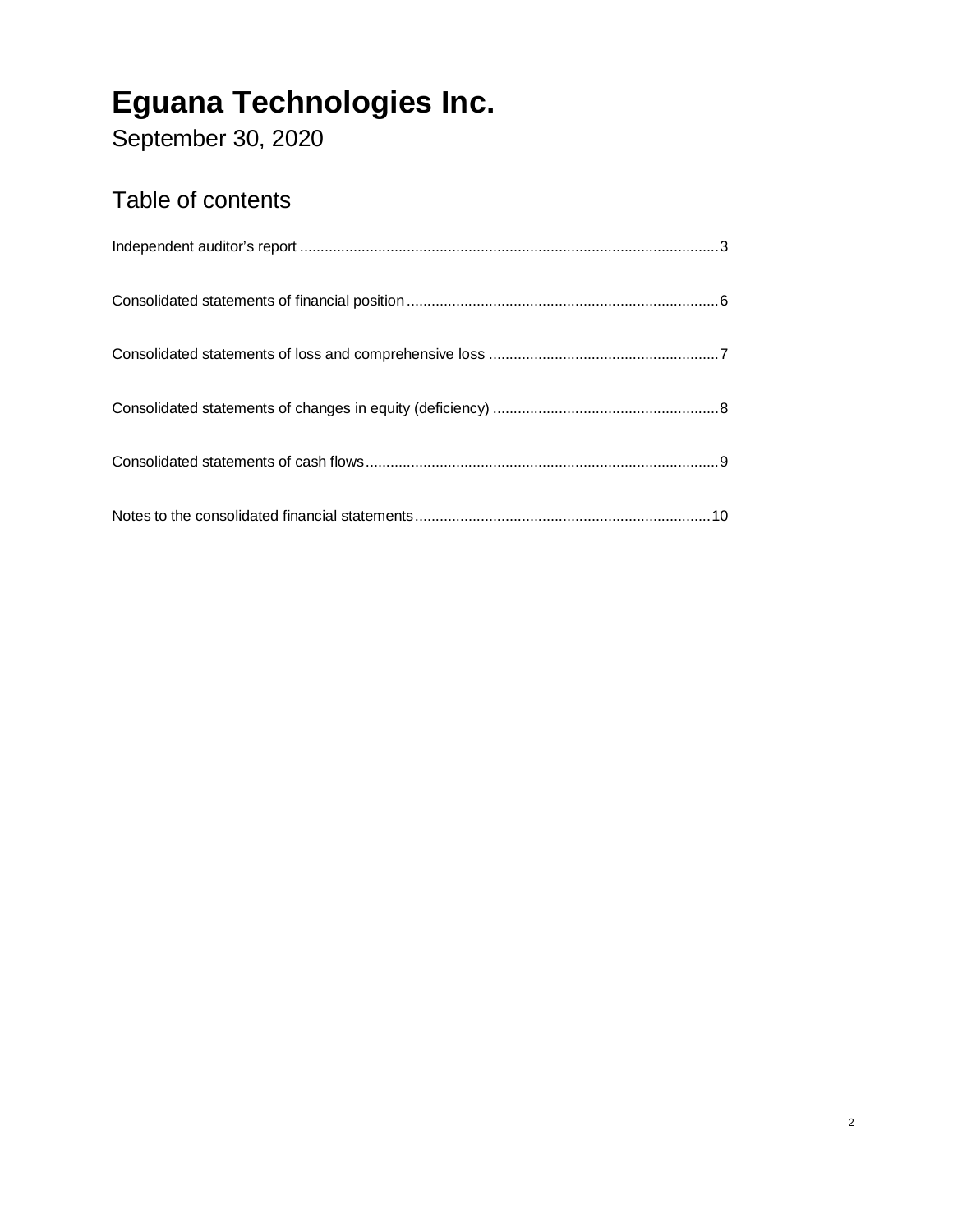# Eguana Technologies Inc.

September 30, 2020

## Table of contents

Independent auditor's report ....................................................................................................3

Consolidated statements of financial position ..........................................................................6

Consolidated statements of loss and comprehensive loss .......................................................7

Consolidated statements of changes in equity (deficiency) ......................................................8

Consolidated statements of cash flows.....................................................................................9

Notes to the consolidated financial statements .......................................................................10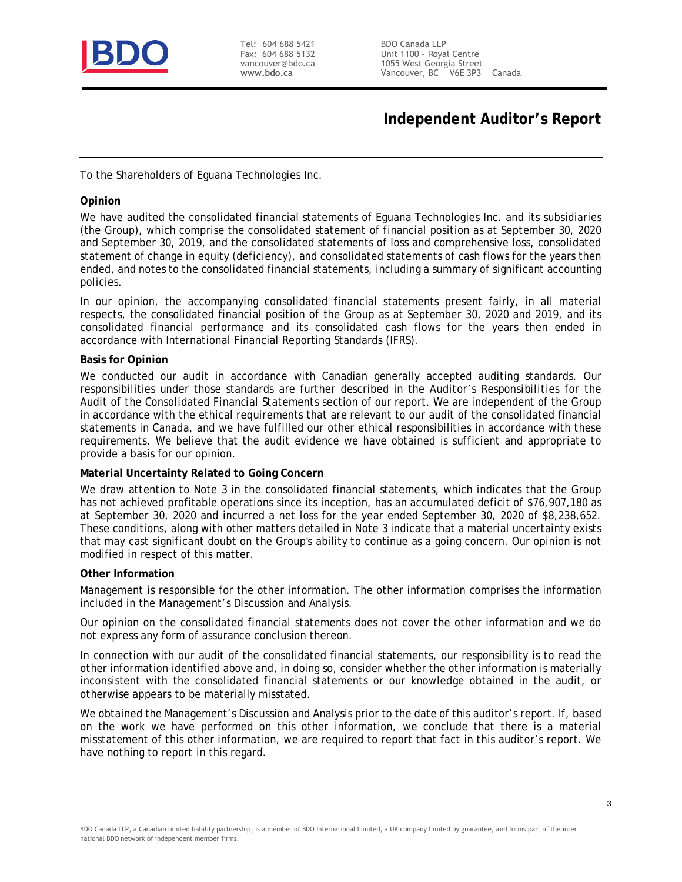BDO

Tel: 604 688 5421
Fax: 604 688 5132
vancouver@bdo.ca
**www.bdo.ca**

BDO Canada LLP
Unit 1100 - Royal Centre
1055 West Georgia Street
Vancouver, BC V6E 3P3 Canada

# Independent Auditor's Report

To the Shareholders of Eguana Technologies Inc.

**Opinion**

We have audited the consolidated financial statements of Eguana Technologies Inc. and its subsidiaries (the Group), which comprise the consolidated statement of financial position as at September 30, 2020 and September 30, 2019, and the consolidated statements of loss and comprehensive loss, consolidated statement of change in equity (deficiency), and consolidated statements of cash flows for the years then ended, and notes to the consolidated financial statements, including a summary of significant accounting policies.

In our opinion, the accompanying consolidated financial statements present fairly, in all material respects, the consolidated financial position of the Group as at September 30, 2020 and 2019, and its consolidated financial performance and its consolidated cash flows for the years then ended in accordance with International Financial Reporting Standards (IFRS).

**Basis for Opinion**

We conducted our audit in accordance with Canadian generally accepted auditing standards. Our responsibilities under those standards are further described in the *Auditor's Responsibilities for the Audit of the Consolidated Financial Statements* section of our report. We are independent of the Group in accordance with the ethical requirements that are relevant to our audit of the consolidated financial statements in Canada, and we have fulfilled our other ethical responsibilities in accordance with these requirements. We believe that the audit evidence we have obtained is sufficient and appropriate to provide a basis for our opinion.

**Material Uncertainty Related to Going Concern**

We draw attention to Note 3 in the consolidated financial statements, which indicates that the Group has not achieved profitable operations since its inception, has an accumulated deficit of $76,907,180 as at September 30, 2020 and incurred a net loss for the year ended September 30, 2020 of $8,238,652. These conditions, along with other matters detailed in Note 3 indicate that a material uncertainty exists that may cast significant doubt on the Group's ability to continue as a going concern. Our opinion is not modified in respect of this matter.

**Other Information**

Management is responsible for the other information. The other information comprises the information included in the Management's Discussion and Analysis.

Our opinion on the consolidated financial statements does not cover the other information and we do not express any form of assurance conclusion thereon.

In connection with our audit of the consolidated financial statements, our responsibility is to read the other information identified above and, in doing so, consider whether the other information is materially inconsistent with the consolidated financial statements or our knowledge obtained in the audit, or otherwise appears to be materially misstated.

We obtained the Management's Discussion and Analysis prior to the date of this auditor's report. If, based on the work we have performed on this other information, we conclude that there is a material misstatement of this other information, we are required to report that fact in this auditor's report. We have nothing to report in this regard.

BDO Canada LLP, a Canadian limited liability partnership, is a member of BDO International Limited, a UK company limited by guarantee, and forms part of the international BDO network of independent member firms.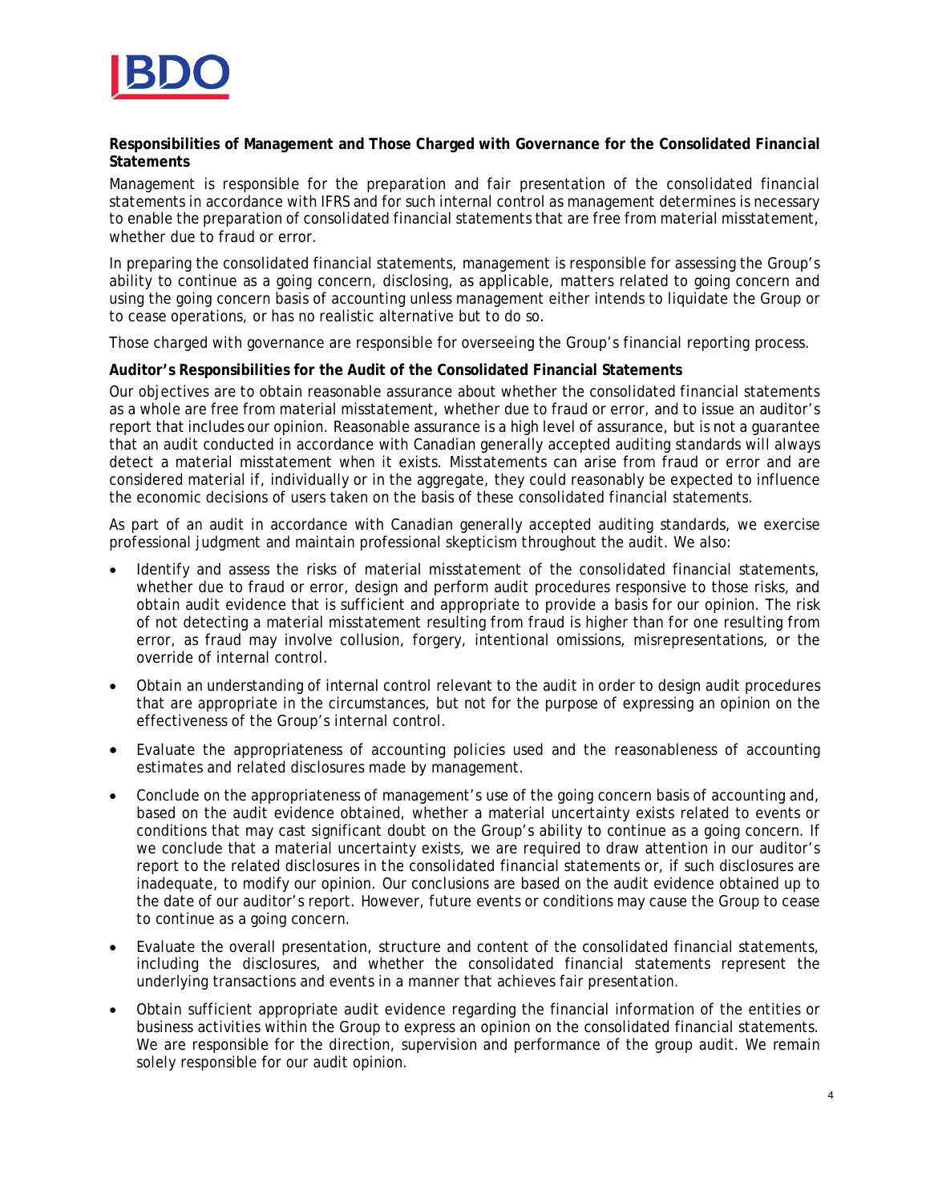**Responsibilities of Management and Those Charged with Governance for the Consolidated Financial Statements**

Management is responsible for the preparation and fair presentation of the consolidated financial statements in accordance with IFRS and for such internal control as management determines is necessary to enable the preparation of consolidated financial statements that are free from material misstatement, whether due to fraud or error.

In preparing the consolidated financial statements, management is responsible for assessing the Group's ability to continue as a going concern, disclosing, as applicable, matters related to going concern and using the going concern basis of accounting unless management either intends to liquidate the Group or to cease operations, or has no realistic alternative but to do so.

Those charged with governance are responsible for overseeing the Group's financial reporting process.

**Auditor's Responsibilities for the Audit of the Consolidated Financial Statements**

Our objectives are to obtain reasonable assurance about whether the consolidated financial statements as a whole are free from material misstatement, whether due to fraud or error, and to issue an auditor's report that includes our opinion. Reasonable assurance is a high level of assurance, but is not a guarantee that an audit conducted in accordance with Canadian generally accepted auditing standards will always detect a material misstatement when it exists. Misstatements can arise from fraud or error and are considered material if, individually or in the aggregate, they could reasonably be expected to influence the economic decisions of users taken on the basis of these consolidated financial statements.

As part of an audit in accordance with Canadian generally accepted auditing standards, we exercise professional judgment and maintain professional skepticism throughout the audit. We also:

- Identify and assess the risks of material misstatement of the consolidated financial statements, whether due to fraud or error, design and perform audit procedures responsive to those risks, and obtain audit evidence that is sufficient and appropriate to provide a basis for our opinion. The risk of not detecting a material misstatement resulting from fraud is higher than for one resulting from error, as fraud may involve collusion, forgery, intentional omissions, misrepresentations, or the override of internal control.

- Obtain an understanding of internal control relevant to the audit in order to design audit procedures that are appropriate in the circumstances, but not for the purpose of expressing an opinion on the effectiveness of the Group's internal control.

- Evaluate the appropriateness of accounting policies used and the reasonableness of accounting estimates and related disclosures made by management.

- Conclude on the appropriateness of management's use of the going concern basis of accounting and, based on the audit evidence obtained, whether a material uncertainty exists related to events or conditions that may cast significant doubt on the Group's ability to continue as a going concern. If we conclude that a material uncertainty exists, we are required to draw attention in our auditor's report to the related disclosures in the consolidated financial statements or, if such disclosures are inadequate, to modify our opinion. Our conclusions are based on the audit evidence obtained up to the date of our auditor's report. However, future events or conditions may cause the Group to cease to continue as a going concern.

- Evaluate the overall presentation, structure and content of the consolidated financial statements, including the disclosures, and whether the consolidated financial statements represent the underlying transactions and events in a manner that achieves fair presentation.

- Obtain sufficient appropriate audit evidence regarding the financial information of the entities or business activities within the Group to express an opinion on the consolidated financial statements. We are responsible for the direction, supervision and performance of the group audit. We remain solely responsible for our audit opinion.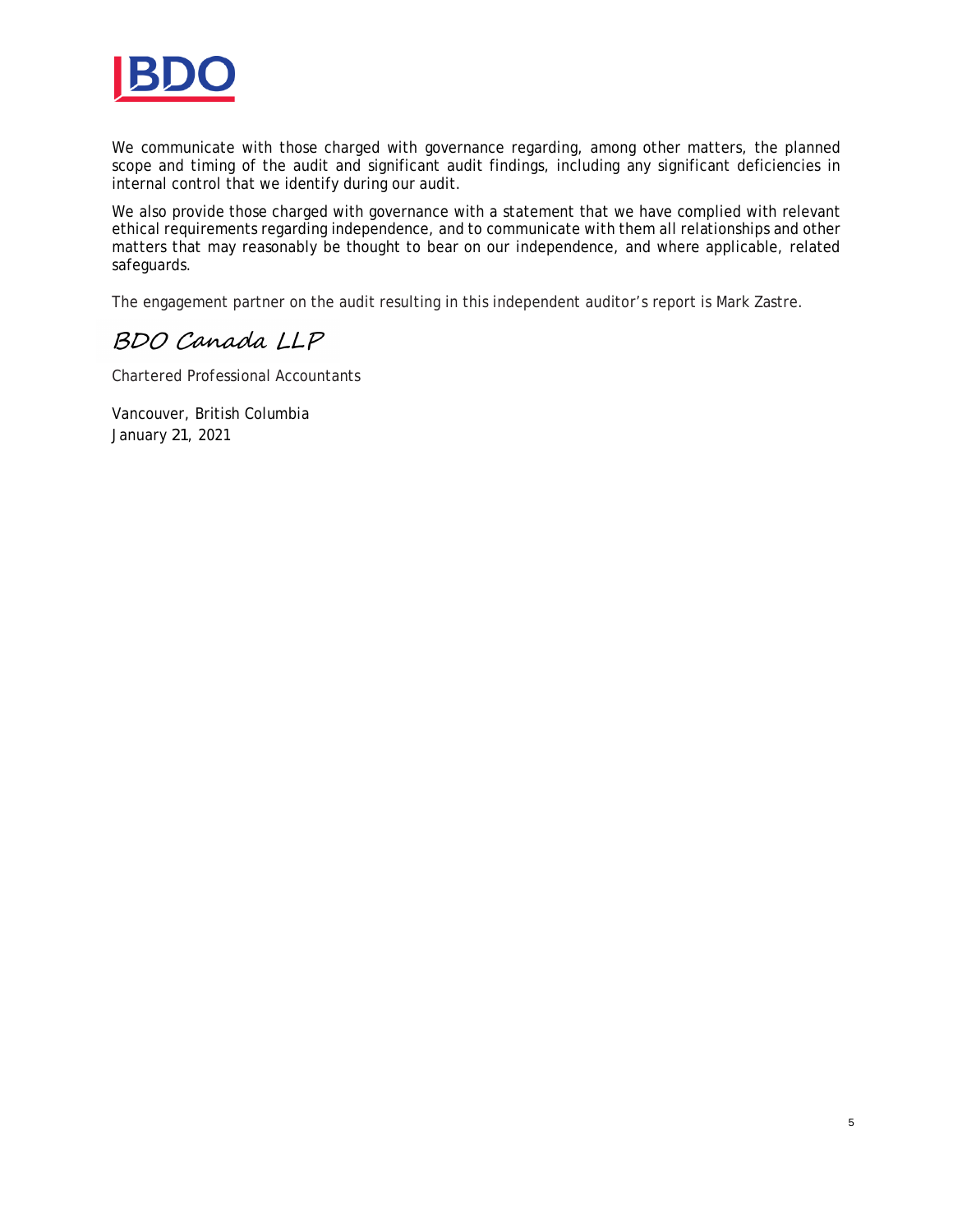We communicate with those charged with governance regarding, among other matters, the planned scope and timing of the audit and significant audit findings, including any significant deficiencies in internal control that we identify during our audit.

We also provide those charged with governance with a statement that we have complied with relevant ethical requirements regarding independence, and to communicate with them all relationships and other matters that may reasonably be thought to bear on our independence, and where applicable, related safeguards.

The engagement partner on the audit resulting in this independent auditor's report is Mark Zastre.

*BDO Canada LLP*

Chartered Professional Accountants

Vancouver, British Columbia
January 21, 2021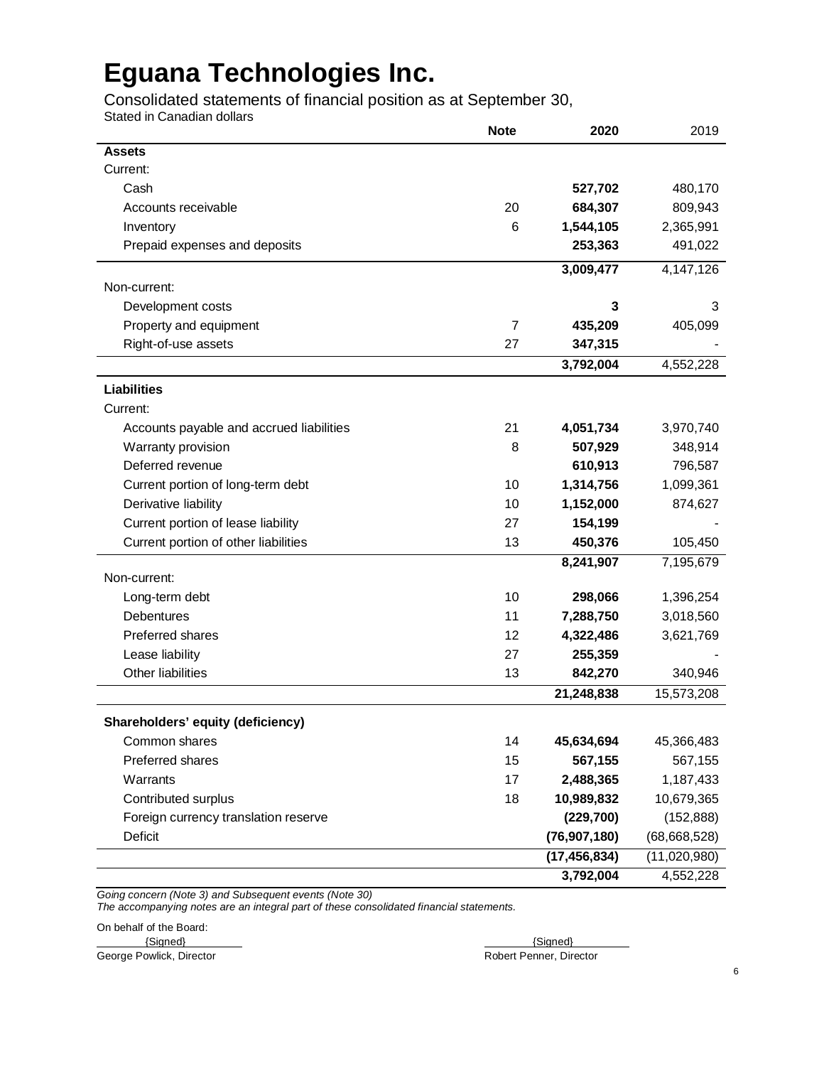# Eguana Technologies Inc.

Consolidated statements of financial position as at September 30,
Stated in Canadian dollars

| | Note | 2020 | 2019 |
|---|---|---|---|
| **Assets** | | | |
| Current: | | | |
| Cash | | **527,702** | 480,170 |
| Accounts receivable | 20 | **684,307** | 809,943 |
| Inventory | 6 | **1,544,105** | 2,365,991 |
| Prepaid expenses and deposits | | **253,363** | 491,022 |
| | | **3,009,477** | 4,147,126 |
| Non-current: | | | |
| Development costs | | **3** | 3 |
| Property and equipment | 7 | **435,209** | 405,099 |
| Right-of-use assets | 27 | **347,315** | - |
| | | **3,792,004** | 4,552,228 |
| **Liabilities** | | | |
| Current: | | | |
| Accounts payable and accrued liabilities | 21 | **4,051,734** | 3,970,740 |
| Warranty provision | 8 | **507,929** | 348,914 |
| Deferred revenue | | **610,913** | 796,587 |
| Current portion of long-term debt | 10 | **1,314,756** | 1,099,361 |
| Derivative liability | 10 | **1,152,000** | 874,627 |
| Current portion of lease liability | 27 | **154,199** | - |
| Current portion of other liabilities | 13 | **450,376** | 105,450 |
| | | **8,241,907** | 7,195,679 |
| Non-current: | | | |
| Long-term debt | 10 | **298,066** | 1,396,254 |
| Debentures | 11 | **7,288,750** | 3,018,560 |
| Preferred shares | 12 | **4,322,486** | 3,621,769 |
| Lease liability | 27 | **255,359** | - |
| Other liabilities | 13 | **842,270** | 340,946 |
| | | **21,248,838** | 15,573,208 |
| **Shareholders' equity (deficiency)** | | | |
| Common shares | 14 | **45,634,694** | 45,366,483 |
| Preferred shares | 15 | **567,155** | 567,155 |
| Warrants | 17 | **2,488,365** | 1,187,433 |
| Contributed surplus | 18 | **10,989,832** | 10,679,365 |
| Foreign currency translation reserve | | **(229,700)** | (152,888) |
| Deficit | | **(76,907,180)** | (68,668,528) |
| | | **(17,456,834)** | (11,020,980) |
| | | **3,792,004** | 4,552,228 |

*Going concern (Note 3) and Subsequent events (Note 30)*
*The accompanying notes are an integral part of these consolidated financial statements.*

On behalf of the Board:

{Signed}
George Powlick, Director

{Signed}
Robert Penner, Director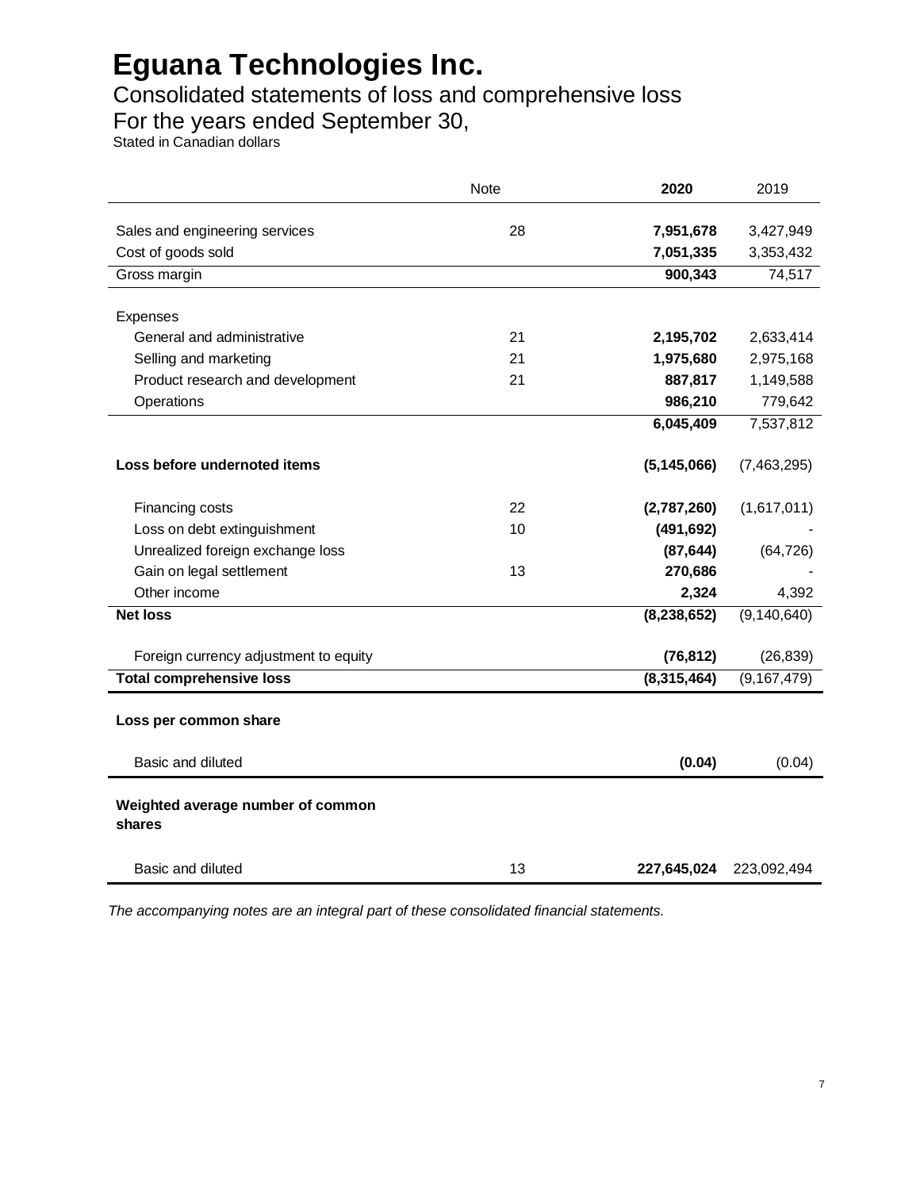# Eguana Technologies Inc.

## Consolidated statements of loss and comprehensive loss

## For the years ended September 30,

Stated in Canadian dollars

| | Note | **2020** | 2019 |
|---|---|---|---|
| Sales and engineering services | 28 | **7,951,678** | 3,427,949 |
| Cost of goods sold | | **7,051,335** | 3,353,432 |
| Gross margin | | **900,343** | 74,517 |
| Expenses | | | |
| General and administrative | 21 | **2,195,702** | 2,633,414 |
| Selling and marketing | 21 | **1,975,680** | 2,975,168 |
| Product research and development | 21 | **887,817** | 1,149,588 |
| Operations | | **986,210** | 779,642 |
| | | **6,045,409** | 7,537,812 |
| **Loss before undernoted items** | | **(5,145,066)** | (7,463,295) |
| Financing costs | 22 | **(2,787,260)** | (1,617,011) |
| Loss on debt extinguishment | 10 | **(491,692)** | - |
| Unrealized foreign exchange loss | | **(87,644)** | (64,726) |
| Gain on legal settlement | 13 | **270,686** | - |
| Other income | | **2,324** | 4,392 |
| **Net loss** | | **(8,238,652)** | (9,140,640) |
| Foreign currency adjustment to equity | | **(76,812)** | (26,839) |
| **Total comprehensive loss** | | **(8,315,464)** | (9,167,479) |
| **Loss per common share** | | | |
| Basic and diluted | | **(0.04)** | (0.04) |
| **Weighted average number of common shares** | | | |
| Basic and diluted | 13 | **227,645,024** | 223,092,494 |

*The accompanying notes are an integral part of these consolidated financial statements.*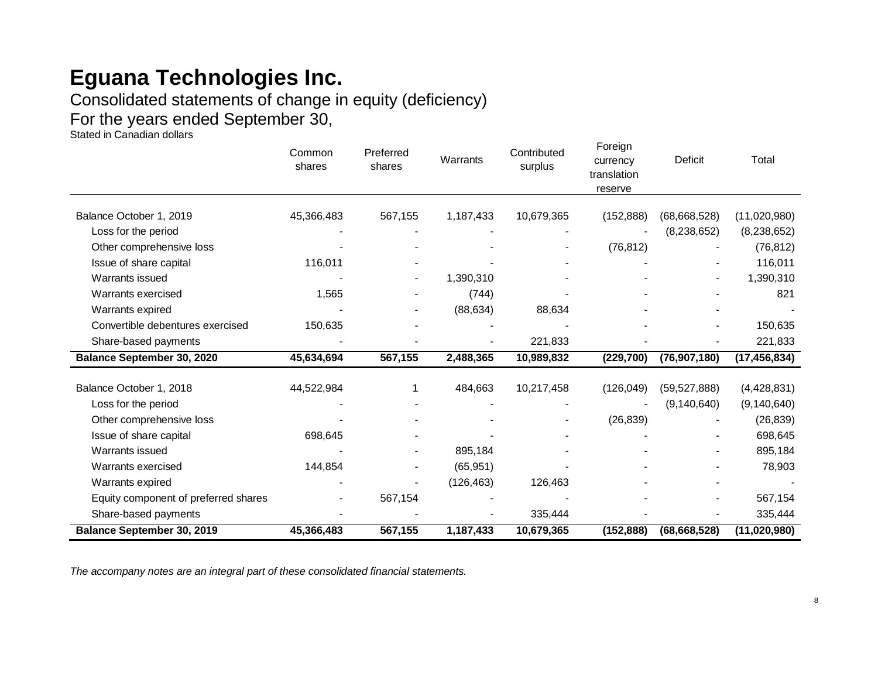# Eguana Technologies Inc.

## Consolidated statements of change in equity (deficiency)

## For the years ended September 30,

Stated in Canadian dollars

| | Common shares | Preferred shares | Warrants | Contributed surplus | Foreign currency translation reserve | Deficit | Total |
|---|---|---|---|---|---|---|---|
| Balance October 1, 2019 | 45,366,483 | 567,155 | 1,187,433 | 10,679,365 | (152,888) | (68,668,528) | (11,020,980) |
| Loss for the period | - | - | - | - | - | (8,238,652) | (8,238,652) |
| Other comprehensive loss | - | - | - | - | (76,812) | - | (76,812) |
| Issue of share capital | 116,011 | - | - | - | - | - | 116,011 |
| Warrants issued | - | - | 1,390,310 | - | - | - | 1,390,310 |
| Warrants exercised | 1,565 | - | (744) | - | - | - | 821 |
| Warrants expired | - | - | (88,634) | 88,634 | - | - | - |
| Convertible debentures exercised | 150,635 | - | - | - | - | - | 150,635 |
| Share-based payments | - | - | - | 221,833 | - | - | 221,833 |
| **Balance September 30, 2020** | **45,634,694** | **567,155** | **2,488,365** | **10,989,832** | **(229,700)** | **(76,907,180)** | **(17,456,834)** |
| | | | | | | | |
| Balance October 1, 2018 | 44,522,984 | 1 | 484,663 | 10,217,458 | (126,049) | (59,527,888) | (4,428,831) |
| Loss for the period | - | - | - | - | - | (9,140,640) | (9,140,640) |
| Other comprehensive loss | - | - | - | - | (26,839) | - | (26,839) |
| Issue of share capital | 698,645 | - | - | - | - | - | 698,645 |
| Warrants issued | - | - | 895,184 | - | - | - | 895,184 |
| Warrants exercised | 144,854 | - | (65,951) | - | - | - | 78,903 |
| Warrants expired | - | - | (126,463) | 126,463 | - | - | - |
| Equity component of preferred shares | - | 567,154 | - | - | - | - | 567,154 |
| Share-based payments | - | - | - | 335,444 | - | - | 335,444 |
| **Balance September 30, 2019** | **45,366,483** | **567,155** | **1,187,433** | **10,679,365** | **(152,888)** | **(68,668,528)** | **(11,020,980)** |

*The accompany notes are an integral part of these consolidated financial statements.*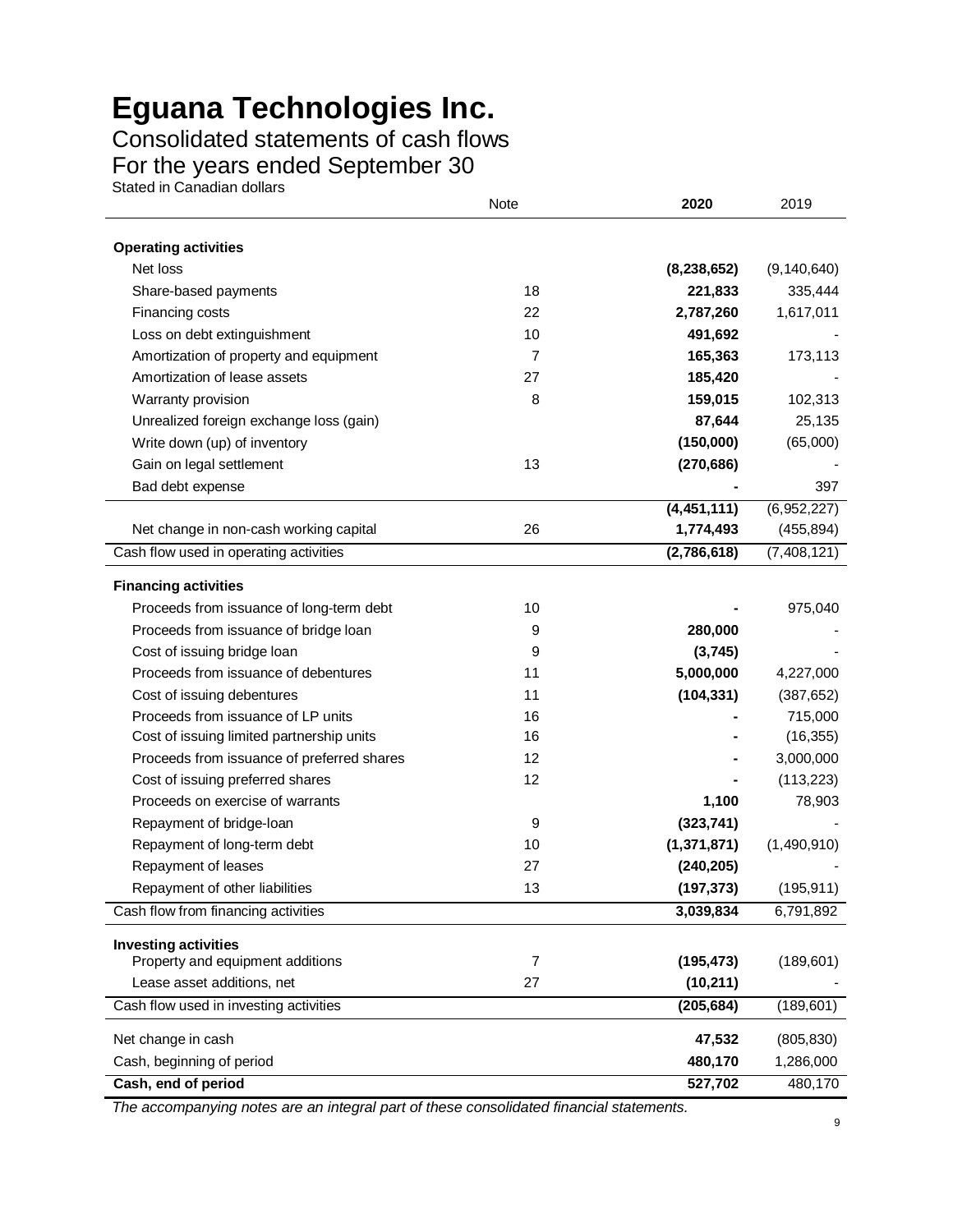# Eguana Technologies Inc.

## Consolidated statements of cash flows

## For the years ended September 30

Stated in Canadian dollars

| | Note | **2020** | 2019 |
|---|---|---|---|
| **Operating activities** | | | |
| Net loss | | **(8,238,652)** | (9,140,640) |
| Share-based payments | 18 | **221,833** | 335,444 |
| Financing costs | 22 | **2,787,260** | 1,617,011 |
| Loss on debt extinguishment | 10 | **491,692** | - |
| Amortization of property and equipment | 7 | **165,363** | 173,113 |
| Amortization of lease assets | 27 | **185,420** | - |
| Warranty provision | 8 | **159,015** | 102,313 |
| Unrealized foreign exchange loss (gain) | | **87,644** | 25,135 |
| Write down (up) of inventory | | **(150,000)** | (65,000) |
| Gain on legal settlement | 13 | **(270,686)** | - |
| Bad debt expense | | **-** | 397 |
| | | **(4,451,111)** | (6,952,227) |
| Net change in non-cash working capital | 26 | **1,774,493** | (455,894) |
| Cash flow used in operating activities | | **(2,786,618)** | (7,408,121) |
| **Financing activities** | | | |
| Proceeds from issuance of long-term debt | 10 | **-** | 975,040 |
| Proceeds from issuance of bridge loan | 9 | **280,000** | - |
| Cost of issuing bridge loan | 9 | **(3,745)** | - |
| Proceeds from issuance of debentures | 11 | **5,000,000** | 4,227,000 |
| Cost of issuing debentures | 11 | **(104,331)** | (387,652) |
| Proceeds from issuance of LP units | 16 | **-** | 715,000 |
| Cost of issuing limited partnership units | 16 | **-** | (16,355) |
| Proceeds from issuance of preferred shares | 12 | **-** | 3,000,000 |
| Cost of issuing preferred shares | 12 | **-** | (113,223) |
| Proceeds on exercise of warrants | | **1,100** | 78,903 |
| Repayment of bridge-loan | 9 | **(323,741)** | - |
| Repayment of long-term debt | 10 | **(1,371,871)** | (1,490,910) |
| Repayment of leases | 27 | **(240,205)** | - |
| Repayment of other liabilities | 13 | **(197,373)** | (195,911) |
| Cash flow from financing activities | | **3,039,834** | 6,791,892 |
| **Investing activities** | | | |
| Property and equipment additions | 7 | **(195,473)** | (189,601) |
| Lease asset additions, net | 27 | **(10,211)** | - |
| Cash flow used in investing activities | | **(205,684)** | (189,601) |
| Net change in cash | | **47,532** | (805,830) |
| Cash, beginning of period | | **480,170** | 1,286,000 |
| **Cash, end of period** | | **527,702** | 480,170 |

*The accompanying notes are an integral part of these consolidated financial statements.*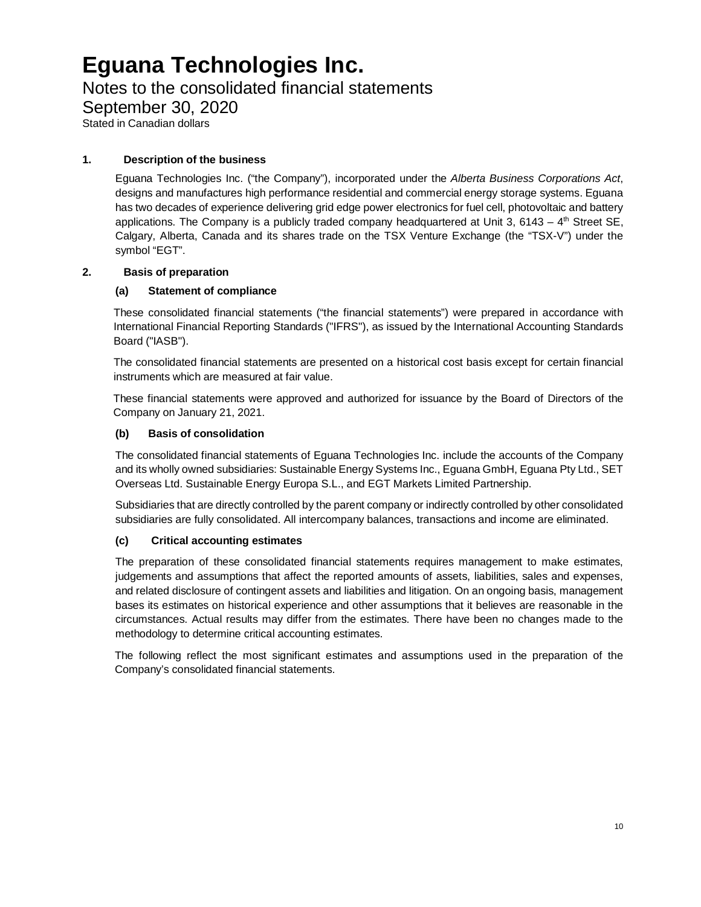# Eguana Technologies Inc.

## Notes to the consolidated financial statements

## September 30, 2020

Stated in Canadian dollars

### 1. Description of the business

Eguana Technologies Inc. ("the Company"), incorporated under the *Alberta Business Corporations Act*, designs and manufactures high performance residential and commercial energy storage systems. Eguana has two decades of experience delivering grid edge power electronics for fuel cell, photovoltaic and battery applications. The Company is a publicly traded company headquartered at Unit 3, 6143 – 4th Street SE, Calgary, Alberta, Canada and its shares trade on the TSX Venture Exchange (the "TSX-V") under the symbol "EGT".

### 2. Basis of preparation

#### (a) Statement of compliance

These consolidated financial statements ("the financial statements") were prepared in accordance with International Financial Reporting Standards ("IFRS"), as issued by the International Accounting Standards Board ("IASB").

The consolidated financial statements are presented on a historical cost basis except for certain financial instruments which are measured at fair value.

These financial statements were approved and authorized for issuance by the Board of Directors of the Company on January 21, 2021.

#### (b) Basis of consolidation

The consolidated financial statements of Eguana Technologies Inc. include the accounts of the Company and its wholly owned subsidiaries: Sustainable Energy Systems Inc., Eguana GmbH, Eguana Pty Ltd., SET Overseas Ltd. Sustainable Energy Europa S.L., and EGT Markets Limited Partnership.

Subsidiaries that are directly controlled by the parent company or indirectly controlled by other consolidated subsidiaries are fully consolidated. All intercompany balances, transactions and income are eliminated.

#### (c) Critical accounting estimates

The preparation of these consolidated financial statements requires management to make estimates, judgements and assumptions that affect the reported amounts of assets, liabilities, sales and expenses, and related disclosure of contingent assets and liabilities and litigation. On an ongoing basis, management bases its estimates on historical experience and other assumptions that it believes are reasonable in the circumstances. Actual results may differ from the estimates. There have been no changes made to the methodology to determine critical accounting estimates.

The following reflect the most significant estimates and assumptions used in the preparation of the Company's consolidated financial statements.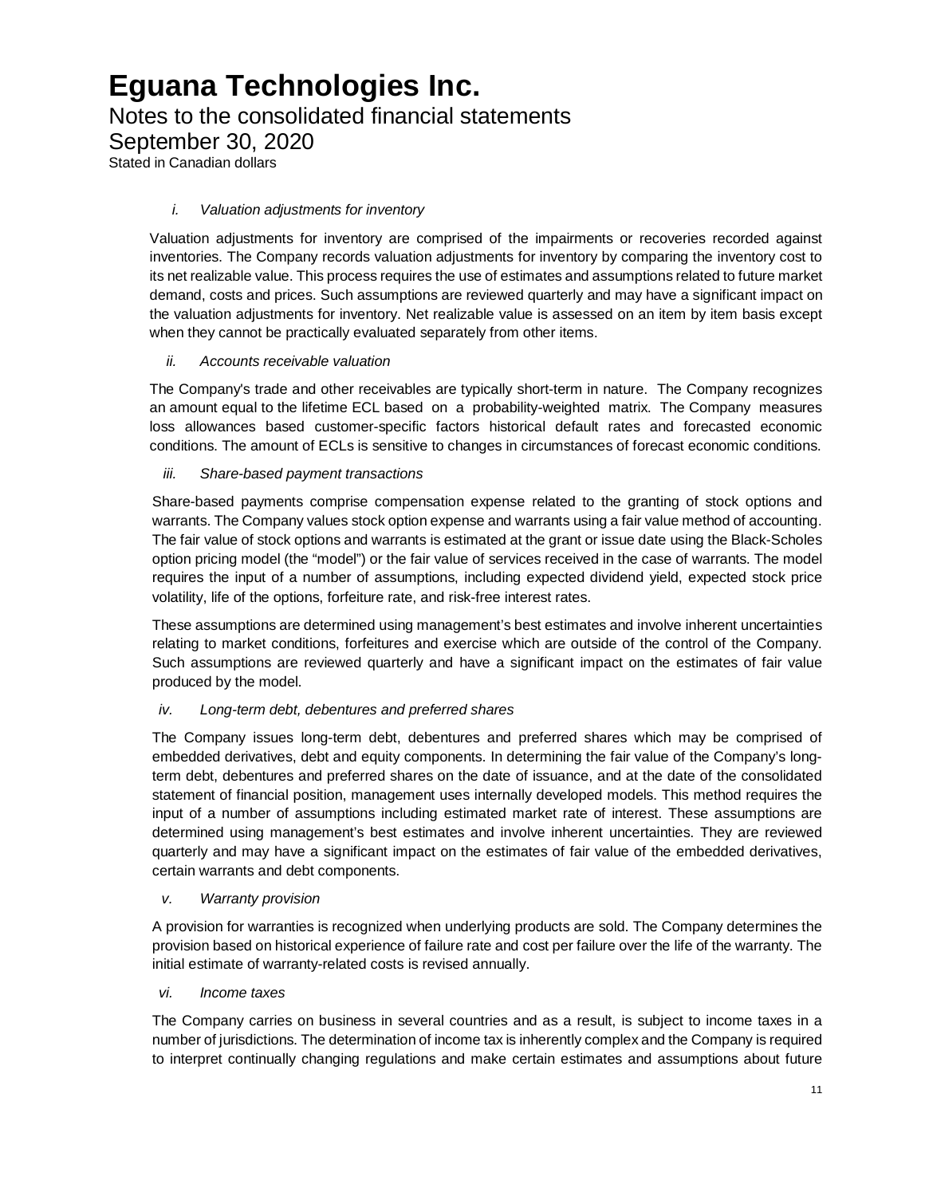*i. Valuation adjustments for inventory*

Valuation adjustments for inventory are comprised of the impairments or recoveries recorded against inventories. The Company records valuation adjustments for inventory by comparing the inventory cost to its net realizable value. This process requires the use of estimates and assumptions related to future market demand, costs and prices. Such assumptions are reviewed quarterly and may have a significant impact on the valuation adjustments for inventory. Net realizable value is assessed on an item by item basis except when they cannot be practically evaluated separately from other items.

*ii. Accounts receivable valuation*

The Company's trade and other receivables are typically short-term in nature. The Company recognizes an amount equal to the lifetime ECL based on a probability-weighted matrix. The Company measures loss allowances based customer-specific factors historical default rates and forecasted economic conditions. The amount of ECLs is sensitive to changes in circumstances of forecast economic conditions.

*iii. Share-based payment transactions*

Share-based payments comprise compensation expense related to the granting of stock options and warrants. The Company values stock option expense and warrants using a fair value method of accounting. The fair value of stock options and warrants is estimated at the grant or issue date using the Black-Scholes option pricing model (the "model") or the fair value of services received in the case of warrants. The model requires the input of a number of assumptions, including expected dividend yield, expected stock price volatility, life of the options, forfeiture rate, and risk-free interest rates.

These assumptions are determined using management's best estimates and involve inherent uncertainties relating to market conditions, forfeitures and exercise which are outside of the control of the Company. Such assumptions are reviewed quarterly and have a significant impact on the estimates of fair value produced by the model.

*iv. Long-term debt, debentures and preferred shares*

The Company issues long-term debt, debentures and preferred shares which may be comprised of embedded derivatives, debt and equity components. In determining the fair value of the Company's long-term debt, debentures and preferred shares on the date of issuance, and at the date of the consolidated statement of financial position, management uses internally developed models. This method requires the input of a number of assumptions including estimated market rate of interest. These assumptions are determined using management's best estimates and involve inherent uncertainties. They are reviewed quarterly and may have a significant impact on the estimates of fair value of the embedded derivatives, certain warrants and debt components.

*v. Warranty provision*

A provision for warranties is recognized when underlying products are sold. The Company determines the provision based on historical experience of failure rate and cost per failure over the life of the warranty. The initial estimate of warranty-related costs is revised annually.

*vi. Income taxes*

The Company carries on business in several countries and as a result, is subject to income taxes in a number of jurisdictions. The determination of income tax is inherently complex and the Company is required to interpret continually changing regulations and make certain estimates and assumptions about future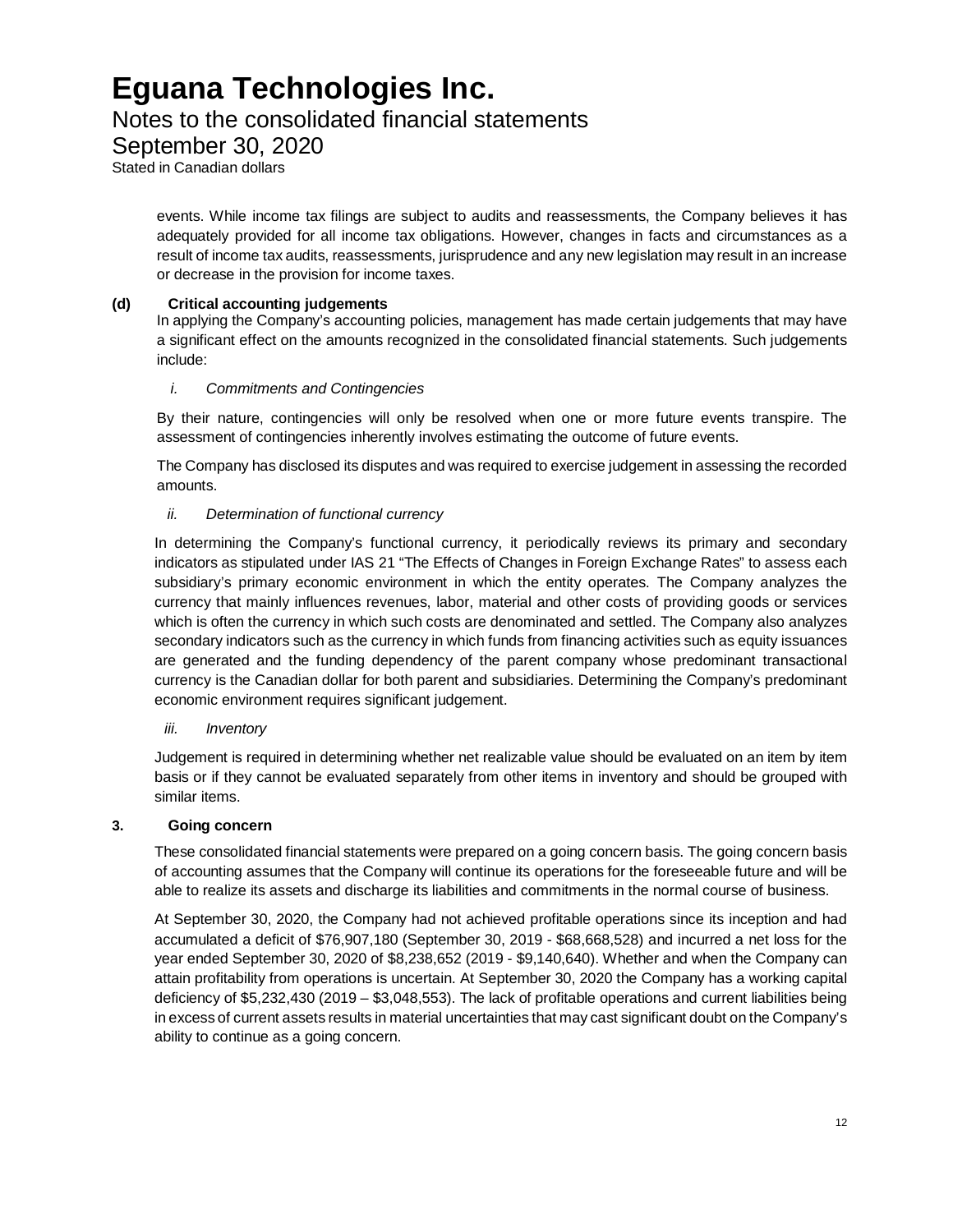events. While income tax filings are subject to audits and reassessments, the Company believes it has adequately provided for all income tax obligations. However, changes in facts and circumstances as a result of income tax audits, reassessments, jurisprudence and any new legislation may result in an increase or decrease in the provision for income taxes.

**(d) Critical accounting judgements**

In applying the Company's accounting policies, management has made certain judgements that may have a significant effect on the amounts recognized in the consolidated financial statements. Such judgements include:

*i. Commitments and Contingencies*

By their nature, contingencies will only be resolved when one or more future events transpire. The assessment of contingencies inherently involves estimating the outcome of future events.

The Company has disclosed its disputes and was required to exercise judgement in assessing the recorded amounts.

*ii. Determination of functional currency*

In determining the Company's functional currency, it periodically reviews its primary and secondary indicators as stipulated under IAS 21 "The Effects of Changes in Foreign Exchange Rates" to assess each subsidiary's primary economic environment in which the entity operates. The Company analyzes the currency that mainly influences revenues, labor, material and other costs of providing goods or services which is often the currency in which such costs are denominated and settled. The Company also analyzes secondary indicators such as the currency in which funds from financing activities such as equity issuances are generated and the funding dependency of the parent company whose predominant transactional currency is the Canadian dollar for both parent and subsidiaries. Determining the Company's predominant economic environment requires significant judgement.

*iii. Inventory*

Judgement is required in determining whether net realizable value should be evaluated on an item by item basis or if they cannot be evaluated separately from other items in inventory and should be grouped with similar items.

## 3. Going concern

These consolidated financial statements were prepared on a going concern basis. The going concern basis of accounting assumes that the Company will continue its operations for the foreseeable future and will be able to realize its assets and discharge its liabilities and commitments in the normal course of business.

At September 30, 2020, the Company had not achieved profitable operations since its inception and had accumulated a deficit of $76,907,180 (September 30, 2019 - $68,668,528) and incurred a net loss for the year ended September 30, 2020 of $8,238,652 (2019 - $9,140,640). Whether and when the Company can attain profitability from operations is uncertain. At September 30, 2020 the Company has a working capital deficiency of $5,232,430 (2019 – $3,048,553). The lack of profitable operations and current liabilities being in excess of current assets results in material uncertainties that may cast significant doubt on the Company's ability to continue as a going concern.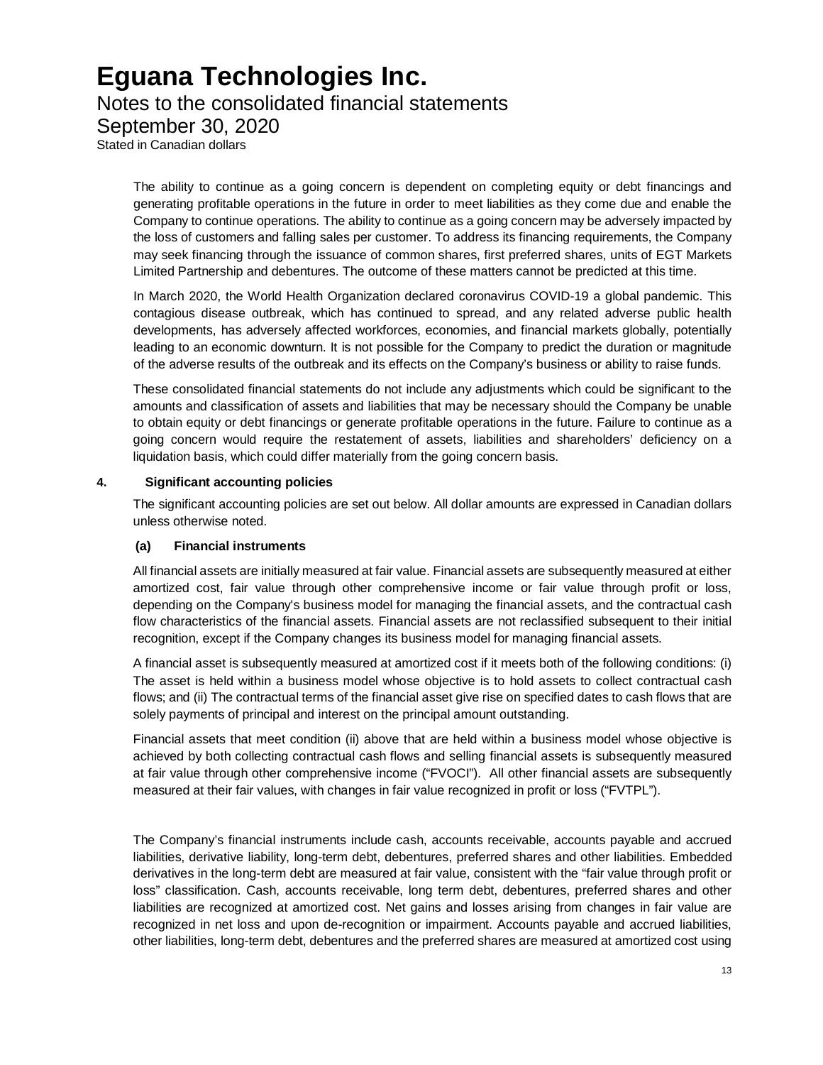The ability to continue as a going concern is dependent on completing equity or debt financings and generating profitable operations in the future in order to meet liabilities as they come due and enable the Company to continue operations. The ability to continue as a going concern may be adversely impacted by the loss of customers and falling sales per customer. To address its financing requirements, the Company may seek financing through the issuance of common shares, first preferred shares, units of EGT Markets Limited Partnership and debentures. The outcome of these matters cannot be predicted at this time.

In March 2020, the World Health Organization declared coronavirus COVID-19 a global pandemic. This contagious disease outbreak, which has continued to spread, and any related adverse public health developments, has adversely affected workforces, economies, and financial markets globally, potentially leading to an economic downturn. It is not possible for the Company to predict the duration or magnitude of the adverse results of the outbreak and its effects on the Company's business or ability to raise funds.

These consolidated financial statements do not include any adjustments which could be significant to the amounts and classification of assets and liabilities that may be necessary should the Company be unable to obtain equity or debt financings or generate profitable operations in the future. Failure to continue as a going concern would require the restatement of assets, liabilities and shareholders' deficiency on a liquidation basis, which could differ materially from the going concern basis.

## 4. Significant accounting policies

The significant accounting policies are set out below. All dollar amounts are expressed in Canadian dollars unless otherwise noted.

### (a) Financial instruments

All financial assets are initially measured at fair value. Financial assets are subsequently measured at either amortized cost, fair value through other comprehensive income or fair value through profit or loss, depending on the Company's business model for managing the financial assets, and the contractual cash flow characteristics of the financial assets. Financial assets are not reclassified subsequent to their initial recognition, except if the Company changes its business model for managing financial assets.

A financial asset is subsequently measured at amortized cost if it meets both of the following conditions: (i) The asset is held within a business model whose objective is to hold assets to collect contractual cash flows; and (ii) The contractual terms of the financial asset give rise on specified dates to cash flows that are solely payments of principal and interest on the principal amount outstanding.

Financial assets that meet condition (ii) above that are held within a business model whose objective is achieved by both collecting contractual cash flows and selling financial assets is subsequently measured at fair value through other comprehensive income ("FVOCI"). All other financial assets are subsequently measured at their fair values, with changes in fair value recognized in profit or loss ("FVTPL").

The Company's financial instruments include cash, accounts receivable, accounts payable and accrued liabilities, derivative liability, long-term debt, debentures, preferred shares and other liabilities. Embedded derivatives in the long-term debt are measured at fair value, consistent with the "fair value through profit or loss" classification. Cash, accounts receivable, long term debt, debentures, preferred shares and other liabilities are recognized at amortized cost. Net gains and losses arising from changes in fair value are recognized in net loss and upon de-recognition or impairment. Accounts payable and accrued liabilities, other liabilities, long-term debt, debentures and the preferred shares are measured at amortized cost using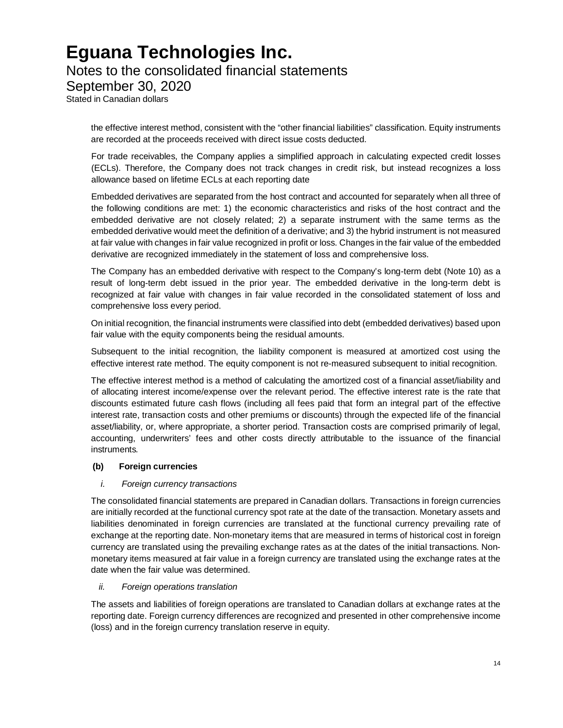the effective interest method, consistent with the “other financial liabilities” classification. Equity instruments are recorded at the proceeds received with direct issue costs deducted.

For trade receivables, the Company applies a simplified approach in calculating expected credit losses (ECLs). Therefore, the Company does not track changes in credit risk, but instead recognizes a loss allowance based on lifetime ECLs at each reporting date

Embedded derivatives are separated from the host contract and accounted for separately when all three of the following conditions are met: 1) the economic characteristics and risks of the host contract and the embedded derivative are not closely related; 2) a separate instrument with the same terms as the embedded derivative would meet the definition of a derivative; and 3) the hybrid instrument is not measured at fair value with changes in fair value recognized in profit or loss. Changes in the fair value of the embedded derivative are recognized immediately in the statement of loss and comprehensive loss.

The Company has an embedded derivative with respect to the Company's long-term debt (Note 10) as a result of long-term debt issued in the prior year. The embedded derivative in the long-term debt is recognized at fair value with changes in fair value recorded in the consolidated statement of loss and comprehensive loss every period.

On initial recognition, the financial instruments were classified into debt (embedded derivatives) based upon fair value with the equity components being the residual amounts.

Subsequent to the initial recognition, the liability component is measured at amortized cost using the effective interest rate method. The equity component is not re-measured subsequent to initial recognition.

The effective interest method is a method of calculating the amortized cost of a financial asset/liability and of allocating interest income/expense over the relevant period. The effective interest rate is the rate that discounts estimated future cash flows (including all fees paid that form an integral part of the effective interest rate, transaction costs and other premiums or discounts) through the expected life of the financial asset/liability, or, where appropriate, a shorter period. Transaction costs are comprised primarily of legal, accounting, underwriters' fees and other costs directly attributable to the issuance of the financial instruments.

**(b) Foreign currencies**

*i. Foreign currency transactions*

The consolidated financial statements are prepared in Canadian dollars. Transactions in foreign currencies are initially recorded at the functional currency spot rate at the date of the transaction. Monetary assets and liabilities denominated in foreign currencies are translated at the functional currency prevailing rate of exchange at the reporting date. Non-monetary items that are measured in terms of historical cost in foreign currency are translated using the prevailing exchange rates as at the dates of the initial transactions. Non-monetary items measured at fair value in a foreign currency are translated using the exchange rates at the date when the fair value was determined.

*ii. Foreign operations translation*

The assets and liabilities of foreign operations are translated to Canadian dollars at exchange rates at the reporting date. Foreign currency differences are recognized and presented in other comprehensive income (loss) and in the foreign currency translation reserve in equity.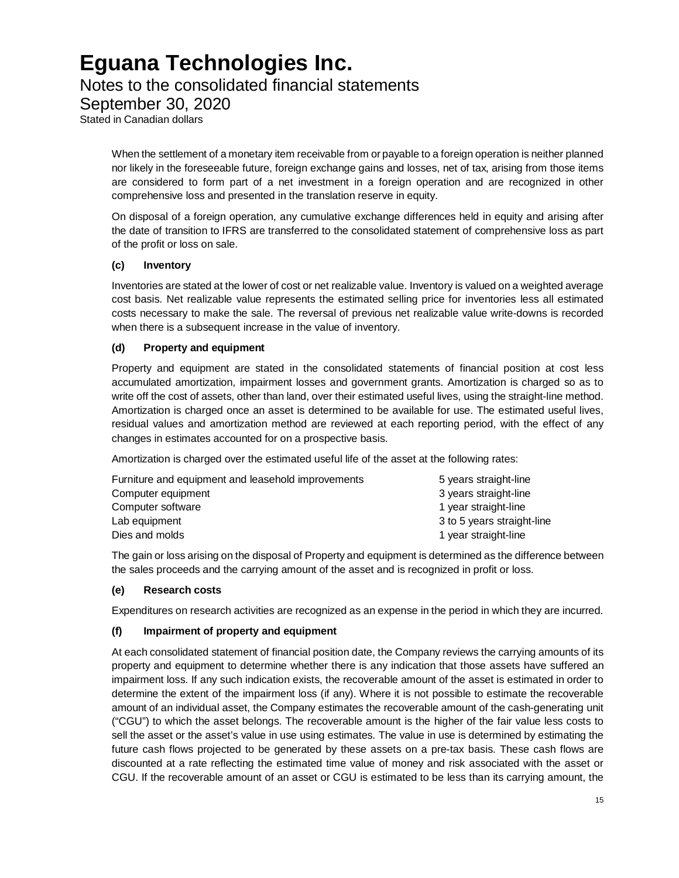When the settlement of a monetary item receivable from or payable to a foreign operation is neither planned nor likely in the foreseeable future, foreign exchange gains and losses, net of tax, arising from those items are considered to form part of a net investment in a foreign operation and are recognized in other comprehensive loss and presented in the translation reserve in equity.

On disposal of a foreign operation, any cumulative exchange differences held in equity and arising after the date of transition to IFRS are transferred to the consolidated statement of comprehensive loss as part of the profit or loss on sale.

### (c) Inventory

Inventories are stated at the lower of cost or net realizable value. Inventory is valued on a weighted average cost basis. Net realizable value represents the estimated selling price for inventories less all estimated costs necessary to make the sale. The reversal of previous net realizable value write-downs is recorded when there is a subsequent increase in the value of inventory.

### (d) Property and equipment

Property and equipment are stated in the consolidated statements of financial position at cost less accumulated amortization, impairment losses and government grants. Amortization is charged so as to write off the cost of assets, other than land, over their estimated useful lives, using the straight-line method. Amortization is charged once an asset is determined to be available for use. The estimated useful lives, residual values and amortization method are reviewed at each reporting period, with the effect of any changes in estimates accounted for on a prospective basis.

Amortization is charged over the estimated useful life of the asset at the following rates:

| | |
|---|---|
| Furniture and equipment and leasehold improvements | 5 years straight-line |
| Computer equipment | 3 years straight-line |
| Computer software | 1 year straight-line |
| Lab equipment | 3 to 5 years straight-line |
| Dies and molds | 1 year straight-line |

The gain or loss arising on the disposal of Property and equipment is determined as the difference between the sales proceeds and the carrying amount of the asset and is recognized in profit or loss.

### (e) Research costs

Expenditures on research activities are recognized as an expense in the period in which they are incurred.

### (f) Impairment of property and equipment

At each consolidated statement of financial position date, the Company reviews the carrying amounts of its property and equipment to determine whether there is any indication that those assets have suffered an impairment loss. If any such indication exists, the recoverable amount of the asset is estimated in order to determine the extent of the impairment loss (if any). Where it is not possible to estimate the recoverable amount of an individual asset, the Company estimates the recoverable amount of the cash-generating unit ("CGU") to which the asset belongs. The recoverable amount is the higher of the fair value less costs to sell the asset or the asset's value in use using estimates. The value in use is determined by estimating the future cash flows projected to be generated by these assets on a pre-tax basis. These cash flows are discounted at a rate reflecting the estimated time value of money and risk associated with the asset or CGU. If the recoverable amount of an asset or CGU is estimated to be less than its carrying amount, the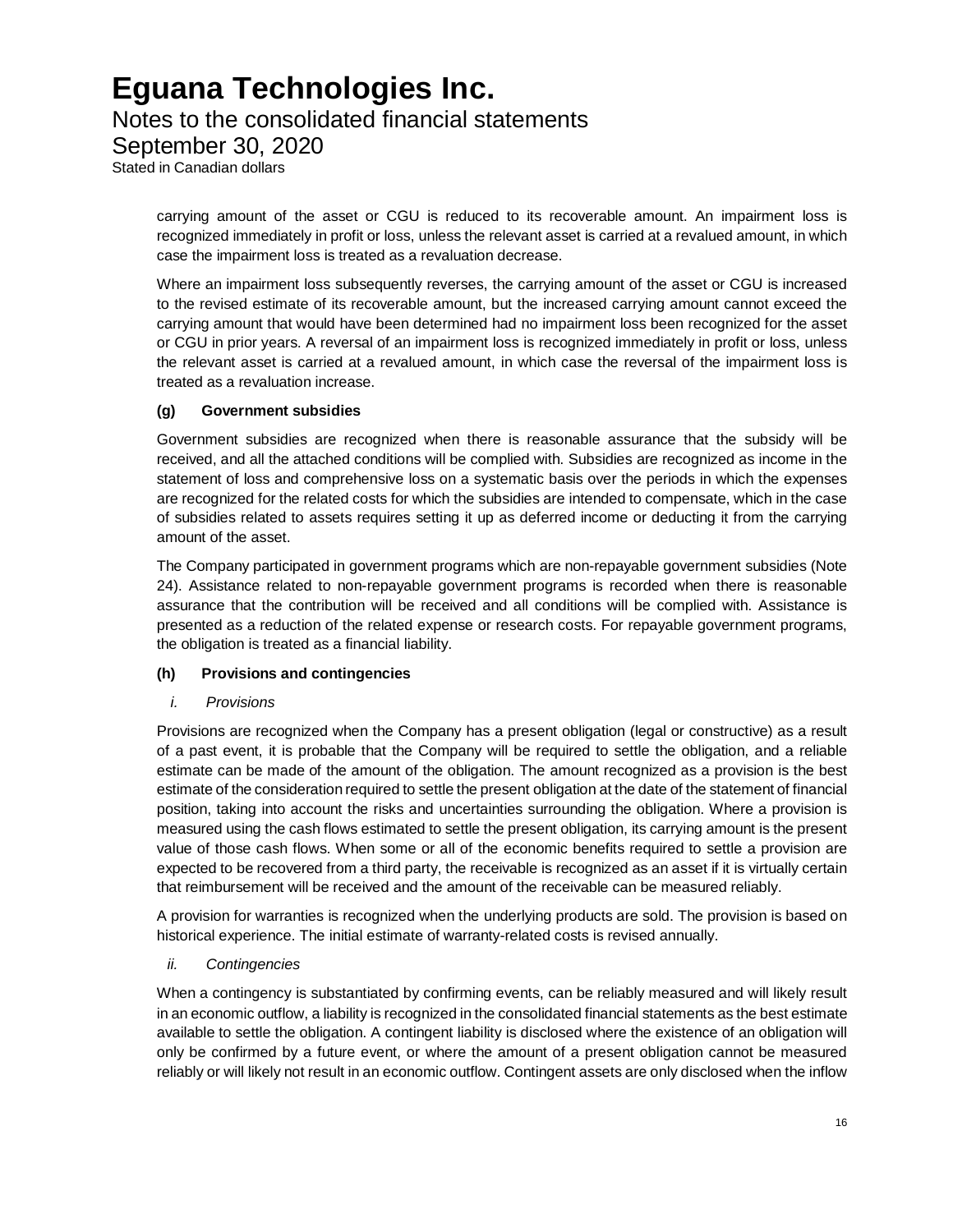carrying amount of the asset or CGU is reduced to its recoverable amount. An impairment loss is recognized immediately in profit or loss, unless the relevant asset is carried at a revalued amount, in which case the impairment loss is treated as a revaluation decrease.

Where an impairment loss subsequently reverses, the carrying amount of the asset or CGU is increased to the revised estimate of its recoverable amount, but the increased carrying amount cannot exceed the carrying amount that would have been determined had no impairment loss been recognized for the asset or CGU in prior years. A reversal of an impairment loss is recognized immediately in profit or loss, unless the relevant asset is carried at a revalued amount, in which case the reversal of the impairment loss is treated as a revaluation increase.

**(g) Government subsidies**

Government subsidies are recognized when there is reasonable assurance that the subsidy will be received, and all the attached conditions will be complied with. Subsidies are recognized as income in the statement of loss and comprehensive loss on a systematic basis over the periods in which the expenses are recognized for the related costs for which the subsidies are intended to compensate, which in the case of subsidies related to assets requires setting it up as deferred income or deducting it from the carrying amount of the asset.

The Company participated in government programs which are non-repayable government subsidies (Note 24). Assistance related to non-repayable government programs is recorded when there is reasonable assurance that the contribution will be received and all conditions will be complied with. Assistance is presented as a reduction of the related expense or research costs. For repayable government programs, the obligation is treated as a financial liability.

**(h) Provisions and contingencies**

*i. Provisions*

Provisions are recognized when the Company has a present obligation (legal or constructive) as a result of a past event, it is probable that the Company will be required to settle the obligation, and a reliable estimate can be made of the amount of the obligation. The amount recognized as a provision is the best estimate of the consideration required to settle the present obligation at the date of the statement of financial position, taking into account the risks and uncertainties surrounding the obligation. Where a provision is measured using the cash flows estimated to settle the present obligation, its carrying amount is the present value of those cash flows. When some or all of the economic benefits required to settle a provision are expected to be recovered from a third party, the receivable is recognized as an asset if it is virtually certain that reimbursement will be received and the amount of the receivable can be measured reliably.

A provision for warranties is recognized when the underlying products are sold. The provision is based on historical experience. The initial estimate of warranty-related costs is revised annually.

*ii. Contingencies*

When a contingency is substantiated by confirming events, can be reliably measured and will likely result in an economic outflow, a liability is recognized in the consolidated financial statements as the best estimate available to settle the obligation. A contingent liability is disclosed where the existence of an obligation will only be confirmed by a future event, or where the amount of a present obligation cannot be measured reliably or will likely not result in an economic outflow. Contingent assets are only disclosed when the inflow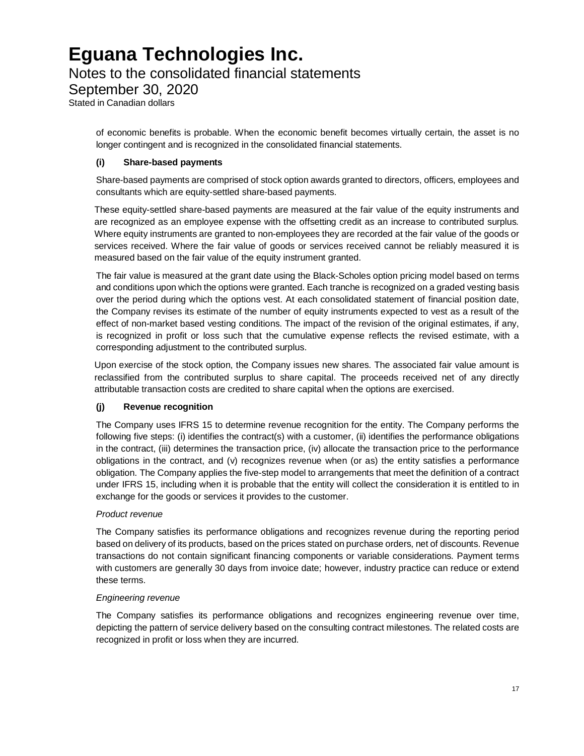of economic benefits is probable. When the economic benefit becomes virtually certain, the asset is no longer contingent and is recognized in the consolidated financial statements.

**(i) Share-based payments**

Share-based payments are comprised of stock option awards granted to directors, officers, employees and consultants which are equity-settled share-based payments.

These equity-settled share-based payments are measured at the fair value of the equity instruments and are recognized as an employee expense with the offsetting credit as an increase to contributed surplus. Where equity instruments are granted to non-employees they are recorded at the fair value of the goods or services received. Where the fair value of goods or services received cannot be reliably measured it is measured based on the fair value of the equity instrument granted.

The fair value is measured at the grant date using the Black-Scholes option pricing model based on terms and conditions upon which the options were granted. Each tranche is recognized on a graded vesting basis over the period during which the options vest. At each consolidated statement of financial position date, the Company revises its estimate of the number of equity instruments expected to vest as a result of the effect of non-market based vesting conditions. The impact of the revision of the original estimates, if any, is recognized in profit or loss such that the cumulative expense reflects the revised estimate, with a corresponding adjustment to the contributed surplus.

Upon exercise of the stock option, the Company issues new shares. The associated fair value amount is reclassified from the contributed surplus to share capital. The proceeds received net of any directly attributable transaction costs are credited to share capital when the options are exercised.

**(j) Revenue recognition**

The Company uses IFRS 15 to determine revenue recognition for the entity. The Company performs the following five steps: (i) identifies the contract(s) with a customer, (ii) identifies the performance obligations in the contract, (iii) determines the transaction price, (iv) allocate the transaction price to the performance obligations in the contract, and (v) recognizes revenue when (or as) the entity satisfies a performance obligation. The Company applies the five-step model to arrangements that meet the definition of a contract under IFRS 15, including when it is probable that the entity will collect the consideration it is entitled to in exchange for the goods or services it provides to the customer.

*Product revenue*

The Company satisfies its performance obligations and recognizes revenue during the reporting period based on delivery of its products, based on the prices stated on purchase orders, net of discounts. Revenue transactions do not contain significant financing components or variable considerations. Payment terms with customers are generally 30 days from invoice date; however, industry practice can reduce or extend these terms.

*Engineering revenue*

The Company satisfies its performance obligations and recognizes engineering revenue over time, depicting the pattern of service delivery based on the consulting contract milestones. The related costs are recognized in profit or loss when they are incurred.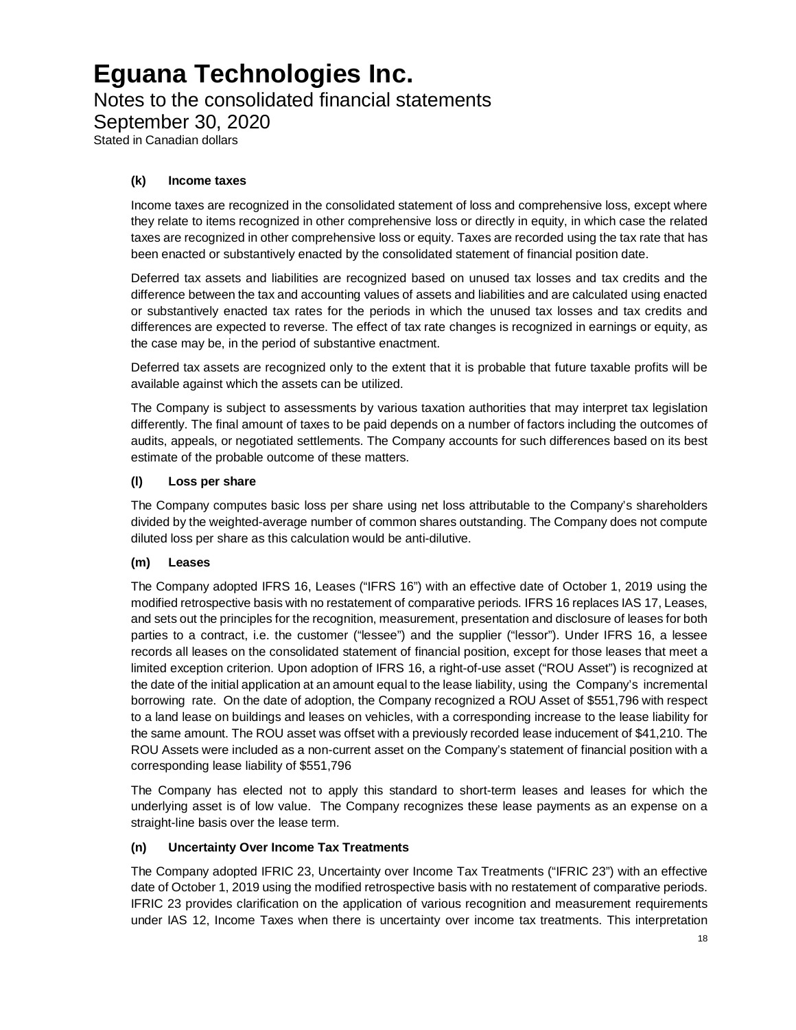#### (k) Income taxes

Income taxes are recognized in the consolidated statement of loss and comprehensive loss, except where they relate to items recognized in other comprehensive loss or directly in equity, in which case the related taxes are recognized in other comprehensive loss or equity. Taxes are recorded using the tax rate that has been enacted or substantively enacted by the consolidated statement of financial position date.

Deferred tax assets and liabilities are recognized based on unused tax losses and tax credits and the difference between the tax and accounting values of assets and liabilities and are calculated using enacted or substantively enacted tax rates for the periods in which the unused tax losses and tax credits and differences are expected to reverse. The effect of tax rate changes is recognized in earnings or equity, as the case may be, in the period of substantive enactment.

Deferred tax assets are recognized only to the extent that it is probable that future taxable profits will be available against which the assets can be utilized.

The Company is subject to assessments by various taxation authorities that may interpret tax legislation differently. The final amount of taxes to be paid depends on a number of factors including the outcomes of audits, appeals, or negotiated settlements. The Company accounts for such differences based on its best estimate of the probable outcome of these matters.

#### (l) Loss per share

The Company computes basic loss per share using net loss attributable to the Company's shareholders divided by the weighted-average number of common shares outstanding. The Company does not compute diluted loss per share as this calculation would be anti-dilutive.

#### (m) Leases

The Company adopted IFRS 16, Leases ("IFRS 16") with an effective date of October 1, 2019 using the modified retrospective basis with no restatement of comparative periods. IFRS 16 replaces IAS 17, Leases, and sets out the principles for the recognition, measurement, presentation and disclosure of leases for both parties to a contract, i.e. the customer ("lessee") and the supplier ("lessor"). Under IFRS 16, a lessee records all leases on the consolidated statement of financial position, except for those leases that meet a limited exception criterion. Upon adoption of IFRS 16, a right-of-use asset ("ROU Asset") is recognized at the date of the initial application at an amount equal to the lease liability, using the Company's incremental borrowing rate. On the date of adoption, the Company recognized a ROU Asset of $551,796 with respect to a land lease on buildings and leases on vehicles, with a corresponding increase to the lease liability for the same amount. The ROU asset was offset with a previously recorded lease inducement of $41,210. The ROU Assets were included as a non-current asset on the Company's statement of financial position with a corresponding lease liability of $551,796

The Company has elected not to apply this standard to short-term leases and leases for which the underlying asset is of low value. The Company recognizes these lease payments as an expense on a straight-line basis over the lease term.

#### (n) Uncertainty Over Income Tax Treatments

The Company adopted IFRIC 23, Uncertainty over Income Tax Treatments ("IFRIC 23") with an effective date of October 1, 2019 using the modified retrospective basis with no restatement of comparative periods. IFRIC 23 provides clarification on the application of various recognition and measurement requirements under IAS 12, Income Taxes when there is uncertainty over income tax treatments. This interpretation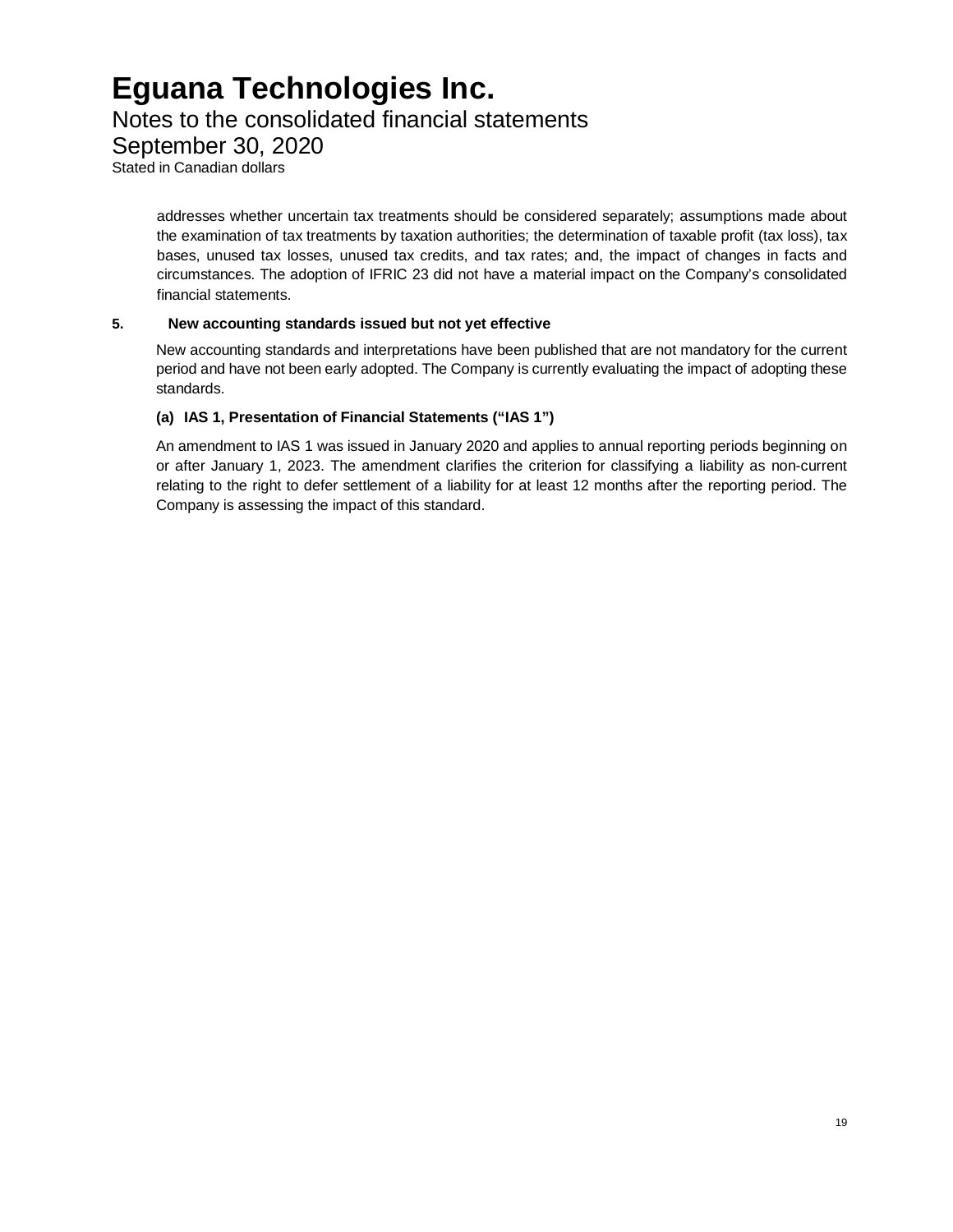addresses whether uncertain tax treatments should be considered separately; assumptions made about the examination of tax treatments by taxation authorities; the determination of taxable profit (tax loss), tax bases, unused tax losses, unused tax credits, and tax rates; and, the impact of changes in facts and circumstances. The adoption of IFRIC 23 did not have a material impact on the Company's consolidated financial statements.

## 5. New accounting standards issued but not yet effective

New accounting standards and interpretations have been published that are not mandatory for the current period and have not been early adopted. The Company is currently evaluating the impact of adopting these standards.

### (a) IAS 1, Presentation of Financial Statements ("IAS 1")

An amendment to IAS 1 was issued in January 2020 and applies to annual reporting periods beginning on or after January 1, 2023. The amendment clarifies the criterion for classifying a liability as non-current relating to the right to defer settlement of a liability for at least 12 months after the reporting period. The Company is assessing the impact of this standard.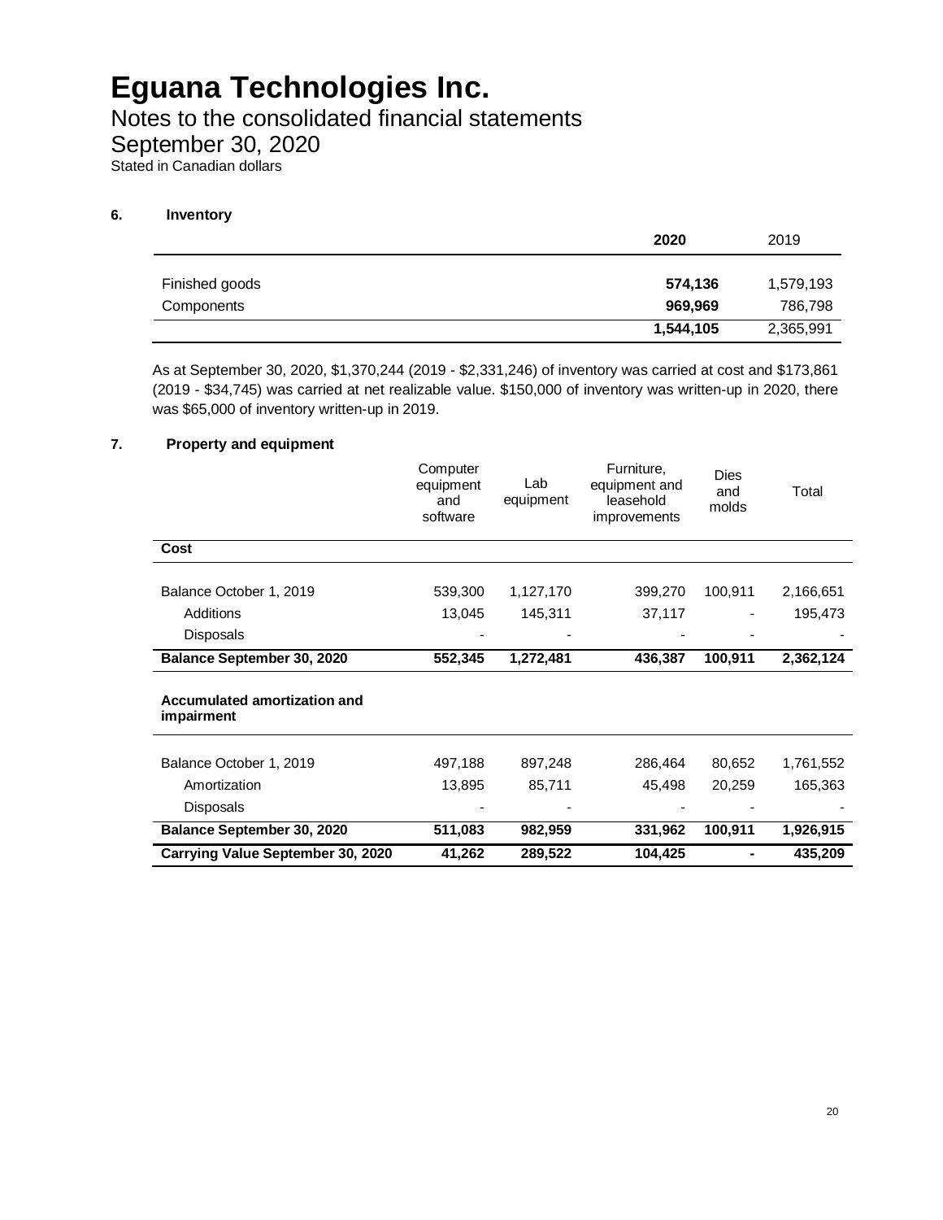# Eguana Technologies Inc.

## Notes to the consolidated financial statements

## September 30, 2020

Stated in Canadian dollars

### 6. Inventory

| | **2020** | 2019 |
|---|---|---|
| Finished goods | **574,136** | 1,579,193 |
| Components | **969,969** | 786,798 |
| | **1,544,105** | 2,365,991 |

As at September 30, 2020, $1,370,244 (2019 - $2,331,246) of inventory was carried at cost and $173,861 (2019 - $34,745) was carried at net realizable value. $150,000 of inventory was written-up in 2020, there was $65,000 of inventory written-up in 2019.

### 7. Property and equipment

| | Computer equipment and software | Lab equipment | Furniture, equipment and leasehold improvements | Dies and molds | Total |
|---|---|---|---|---|---|
| **Cost** | | | | | |
| Balance October 1, 2019 | 539,300 | 1,127,170 | 399,270 | 100,911 | 2,166,651 |
| Additions | 13,045 | 145,311 | 37,117 | - | 195,473 |
| Disposals | - | - | - | - | - |
| **Balance September 30, 2020** | **552,345** | **1,272,481** | **436,387** | **100,911** | **2,362,124** |
| **Accumulated amortization and impairment** | | | | | |
| Balance October 1, 2019 | 497,188 | 897,248 | 286,464 | 80,652 | 1,761,552 |
| Amortization | 13,895 | 85,711 | 45,498 | 20,259 | 165,363 |
| Disposals | - | - | - | - | - |
| **Balance September 30, 2020** | **511,083** | **982,959** | **331,962** | **100,911** | **1,926,915** |
| **Carrying Value September 30, 2020** | **41,262** | **289,522** | **104,425** | **-** | **435,209** |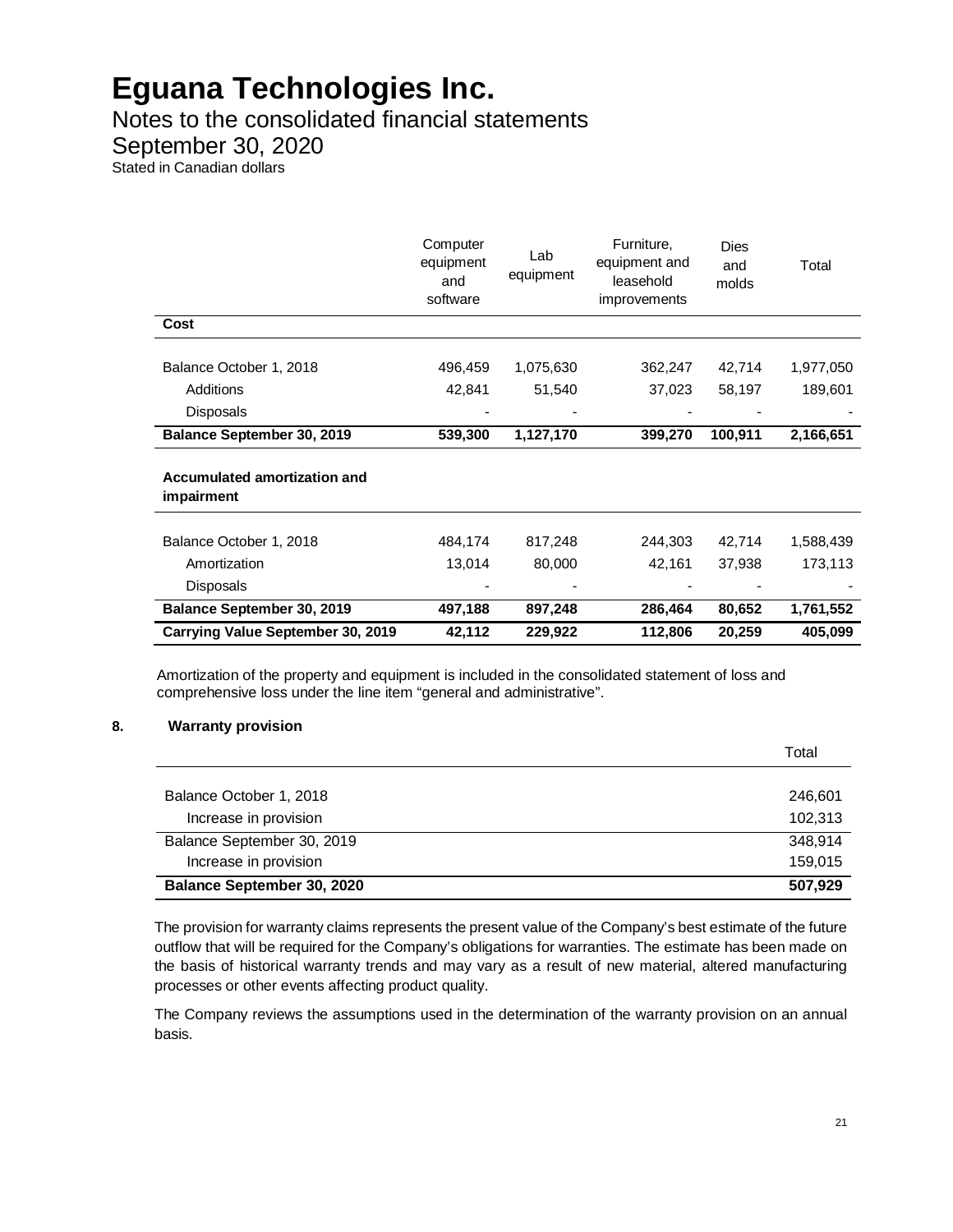# Eguana Technologies Inc.

Notes to the consolidated financial statements

September 30, 2020

Stated in Canadian dollars

| | Computer equipment and software | Lab equipment | Furniture, equipment and leasehold improvements | Dies and molds | Total |
|---|---|---|---|---|---|
| **Cost** | | | | | |
| Balance October 1, 2018 | 496,459 | 1,075,630 | 362,247 | 42,714 | 1,977,050 |
| Additions | 42,841 | 51,540 | 37,023 | 58,197 | 189,601 |
| Disposals | - | - | - | - | - |
| **Balance September 30, 2019** | **539,300** | **1,127,170** | **399,270** | **100,911** | **2,166,651** |
| **Accumulated amortization and impairment** | | | | | |
| Balance October 1, 2018 | 484,174 | 817,248 | 244,303 | 42,714 | 1,588,439 |
| Amortization | 13,014 | 80,000 | 42,161 | 37,938 | 173,113 |
| Disposals | - | - | - | - | - |
| **Balance September 30, 2019** | **497,188** | **897,248** | **286,464** | **80,652** | **1,761,552** |
| **Carrying Value September 30, 2019** | **42,112** | **229,922** | **112,806** | **20,259** | **405,099** |

Amortization of the property and equipment is included in the consolidated statement of loss and comprehensive loss under the line item "general and administrative".

## 8. Warranty provision

| | Total |
|---|---|
| Balance October 1, 2018 | 246,601 |
| Increase in provision | 102,313 |
| Balance September 30, 2019 | 348,914 |
| Increase in provision | 159,015 |
| **Balance September 30, 2020** | **507,929** |

The provision for warranty claims represents the present value of the Company's best estimate of the future outflow that will be required for the Company's obligations for warranties. The estimate has been made on the basis of historical warranty trends and may vary as a result of new material, altered manufacturing processes or other events affecting product quality.

The Company reviews the assumptions used in the determination of the warranty provision on an annual basis.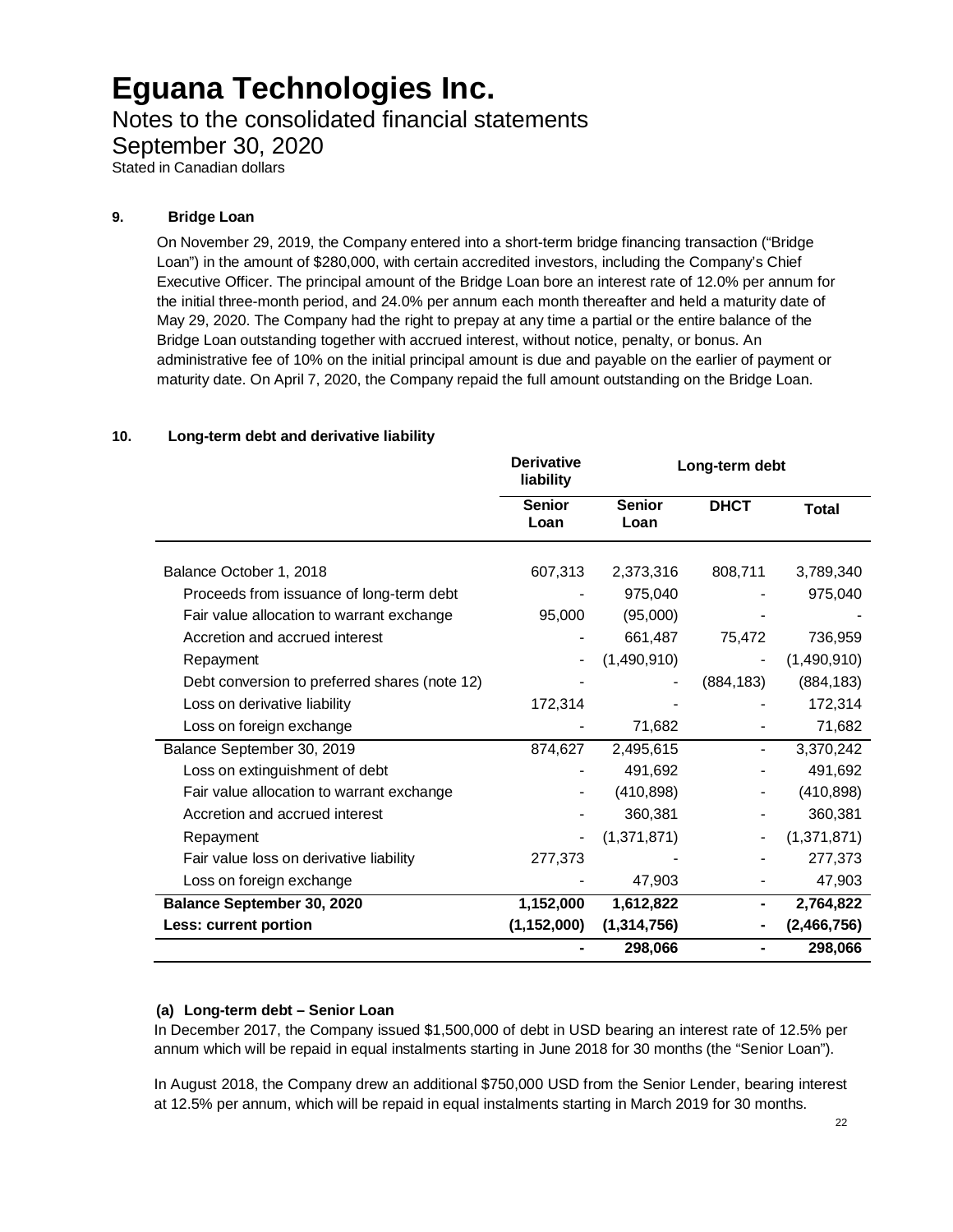# Eguana Technologies Inc.

Notes to the consolidated financial statements

September 30, 2020

Stated in Canadian dollars

**9. Bridge Loan**

On November 29, 2019, the Company entered into a short-term bridge financing transaction ("Bridge Loan") in the amount of \$280,000, with certain accredited investors, including the Company's Chief Executive Officer. The principal amount of the Bridge Loan bore an interest rate of 12.0% per annum for the initial three-month period, and 24.0% per annum each month thereafter and held a maturity date of May 29, 2020. The Company had the right to prepay at any time a partial or the entire balance of the Bridge Loan outstanding together with accrued interest, without notice, penalty, or bonus. An administrative fee of 10% on the initial principal amount is due and payable on the earlier of payment or maturity date. On April 7, 2020, the Company repaid the full amount outstanding on the Bridge Loan.

**10. Long-term debt and derivative liability**

| | Derivative liability | Long-term debt | | |
|---|---|---|---|---|
| | Senior Loan | Senior Loan | DHCT | Total |
| Balance October 1, 2018 | 607,313 | 2,373,316 | 808,711 | 3,789,340 |
| Proceeds from issuance of long-term debt | - | 975,040 | - | 975,040 |
| Fair value allocation to warrant exchange | 95,000 | (95,000) | - | - |
| Accretion and accrued interest | - | 661,487 | 75,472 | 736,959 |
| Repayment | - | (1,490,910) | - | (1,490,910) |
| Debt conversion to preferred shares (note 12) | - | - | (884,183) | (884,183) |
| Loss on derivative liability | 172,314 | - | - | 172,314 |
| Loss on foreign exchange | - | 71,682 | - | 71,682 |
| Balance September 30, 2019 | 874,627 | 2,495,615 | - | 3,370,242 |
| Loss on extinguishment of debt | - | 491,692 | - | 491,692 |
| Fair value allocation to warrant exchange | - | (410,898) | - | (410,898) |
| Accretion and accrued interest | - | 360,381 | - | 360,381 |
| Repayment | - | (1,371,871) | - | (1,371,871) |
| Fair value loss on derivative liability | 277,373 | - | - | 277,373 |
| Loss on foreign exchange | - | 47,903 | - | 47,903 |
| **Balance September 30, 2020** | **1,152,000** | **1,612,822** | **-** | **2,764,822** |
| **Less: current portion** | **(1,152,000)** | **(1,314,756)** | **-** | **(2,466,756)** |
| | **-** | **298,066** | **-** | **298,066** |

**(a) Long-term debt – Senior Loan**

In December 2017, the Company issued \$1,500,000 of debt in USD bearing an interest rate of 12.5% per annum which will be repaid in equal instalments starting in June 2018 for 30 months (the "Senior Loan").

In August 2018, the Company drew an additional \$750,000 USD from the Senior Lender, bearing interest at 12.5% per annum, which will be repaid in equal instalments starting in March 2019 for 30 months.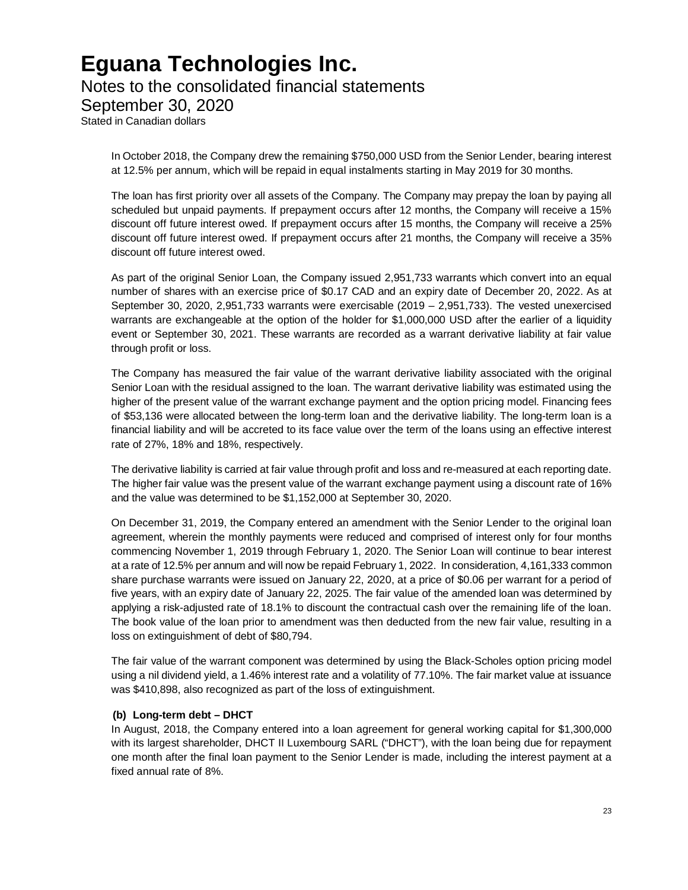In October 2018, the Company drew the remaining $750,000 USD from the Senior Lender, bearing interest at 12.5% per annum, which will be repaid in equal instalments starting in May 2019 for 30 months.

The loan has first priority over all assets of the Company. The Company may prepay the loan by paying all scheduled but unpaid payments. If prepayment occurs after 12 months, the Company will receive a 15% discount off future interest owed. If prepayment occurs after 15 months, the Company will receive a 25% discount off future interest owed. If prepayment occurs after 21 months, the Company will receive a 35% discount off future interest owed.

As part of the original Senior Loan, the Company issued 2,951,733 warrants which convert into an equal number of shares with an exercise price of $0.17 CAD and an expiry date of December 20, 2022. As at September 30, 2020, 2,951,733 warrants were exercisable (2019 – 2,951,733). The vested unexercised warrants are exchangeable at the option of the holder for $1,000,000 USD after the earlier of a liquidity event or September 30, 2021. These warrants are recorded as a warrant derivative liability at fair value through profit or loss.

The Company has measured the fair value of the warrant derivative liability associated with the original Senior Loan with the residual assigned to the loan. The warrant derivative liability was estimated using the higher of the present value of the warrant exchange payment and the option pricing model. Financing fees of $53,136 were allocated between the long-term loan and the derivative liability. The long-term loan is a financial liability and will be accreted to its face value over the term of the loans using an effective interest rate of 27%, 18% and 18%, respectively.

The derivative liability is carried at fair value through profit and loss and re-measured at each reporting date. The higher fair value was the present value of the warrant exchange payment using a discount rate of 16% and the value was determined to be $1,152,000 at September 30, 2020.

On December 31, 2019, the Company entered an amendment with the Senior Lender to the original loan agreement, wherein the monthly payments were reduced and comprised of interest only for four months commencing November 1, 2019 through February 1, 2020. The Senior Loan will continue to bear interest at a rate of 12.5% per annum and will now be repaid February 1, 2022. In consideration, 4,161,333 common share purchase warrants were issued on January 22, 2020, at a price of $0.06 per warrant for a period of five years, with an expiry date of January 22, 2025. The fair value of the amended loan was determined by applying a risk-adjusted rate of 18.1% to discount the contractual cash over the remaining life of the loan. The book value of the loan prior to amendment was then deducted from the new fair value, resulting in a loss on extinguishment of debt of $80,794.

The fair value of the warrant component was determined by using the Black-Scholes option pricing model using a nil dividend yield, a 1.46% interest rate and a volatility of 77.10%. The fair market value at issuance was $410,898, also recognized as part of the loss of extinguishment.

**(b) Long-term debt – DHCT**

In August, 2018, the Company entered into a loan agreement for general working capital for $1,300,000 with its largest shareholder, DHCT II Luxembourg SARL ("DHCT"), with the loan being due for repayment one month after the final loan payment to the Senior Lender is made, including the interest payment at a fixed annual rate of 8%.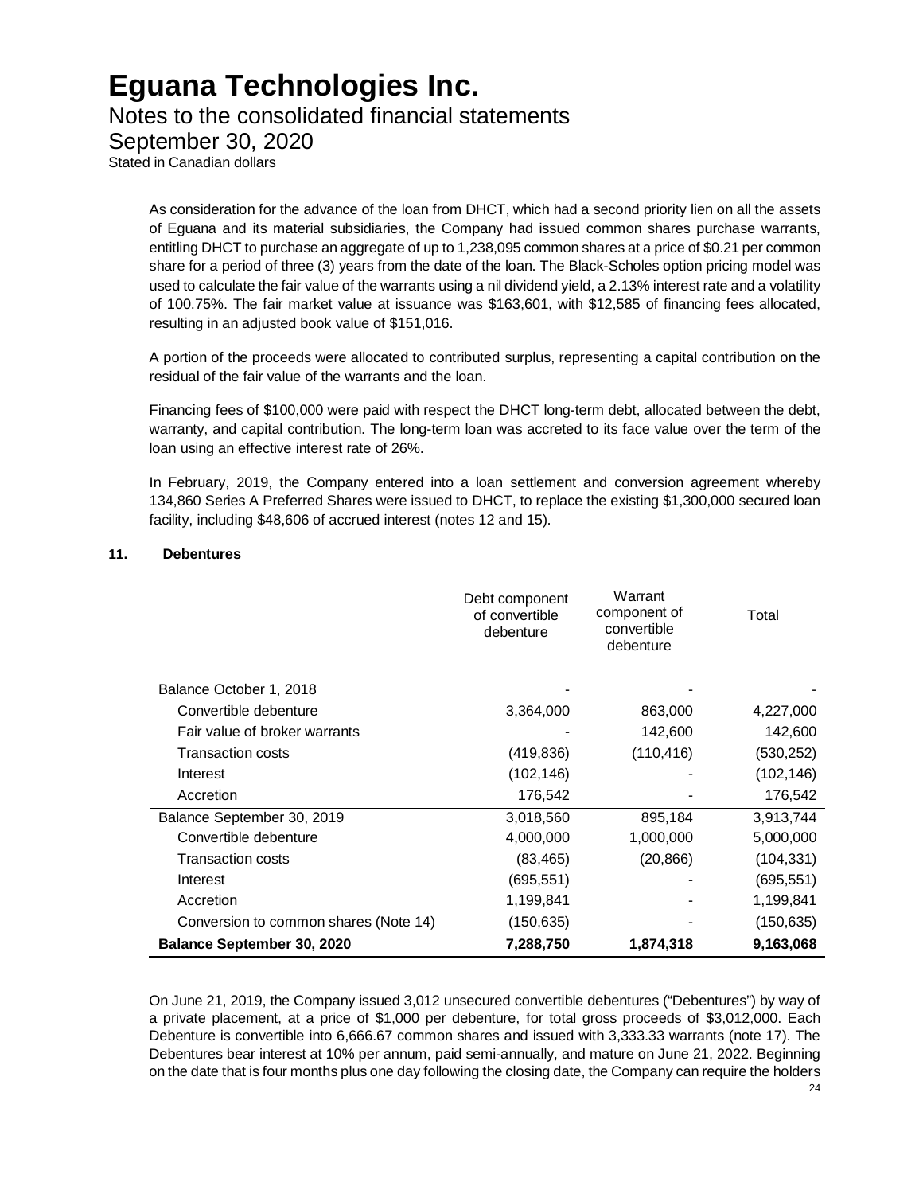As consideration for the advance of the loan from DHCT, which had a second priority lien on all the assets of Eguana and its material subsidiaries, the Company had issued common shares purchase warrants, entitling DHCT to purchase an aggregate of up to 1,238,095 common shares at a price of $0.21 per common share for a period of three (3) years from the date of the loan. The Black-Scholes option pricing model was used to calculate the fair value of the warrants using a nil dividend yield, a 2.13% interest rate and a volatility of 100.75%. The fair market value at issuance was $163,601, with $12,585 of financing fees allocated, resulting in an adjusted book value of $151,016.

A portion of the proceeds were allocated to contributed surplus, representing a capital contribution on the residual of the fair value of the warrants and the loan.

Financing fees of $100,000 were paid with respect the DHCT long-term debt, allocated between the debt, warranty, and capital contribution. The long-term loan was accreted to its face value over the term of the loan using an effective interest rate of 26%.

In February, 2019, the Company entered into a loan settlement and conversion agreement whereby 134,860 Series A Preferred Shares were issued to DHCT, to replace the existing $1,300,000 secured loan facility, including $48,606 of accrued interest (notes 12 and 15).

## 11. Debentures

| | Debt component of convertible debenture | Warrant component of convertible debenture | Total |
|---|---|---|---|
| Balance October 1, 2018 | - | - | - |
| Convertible debenture | 3,364,000 | 863,000 | 4,227,000 |
| Fair value of broker warrants | - | 142,600 | 142,600 |
| Transaction costs | (419,836) | (110,416) | (530,252) |
| Interest | (102,146) | - | (102,146) |
| Accretion | 176,542 | - | 176,542 |
| Balance September 30, 2019 | 3,018,560 | 895,184 | 3,913,744 |
| Convertible debenture | 4,000,000 | 1,000,000 | 5,000,000 |
| Transaction costs | (83,465) | (20,866) | (104,331) |
| Interest | (695,551) | - | (695,551) |
| Accretion | 1,199,841 | - | 1,199,841 |
| Conversion to common shares (Note 14) | (150,635) | - | (150,635) |
| **Balance September 30, 2020** | **7,288,750** | **1,874,318** | **9,163,068** |

On June 21, 2019, the Company issued 3,012 unsecured convertible debentures ("Debentures") by way of a private placement, at a price of $1,000 per debenture, for total gross proceeds of $3,012,000. Each Debenture is convertible into 6,666.67 common shares and issued with 3,333.33 warrants (note 17). The Debentures bear interest at 10% per annum, paid semi-annually, and mature on June 21, 2022. Beginning on the date that is four months plus one day following the closing date, the Company can require the holders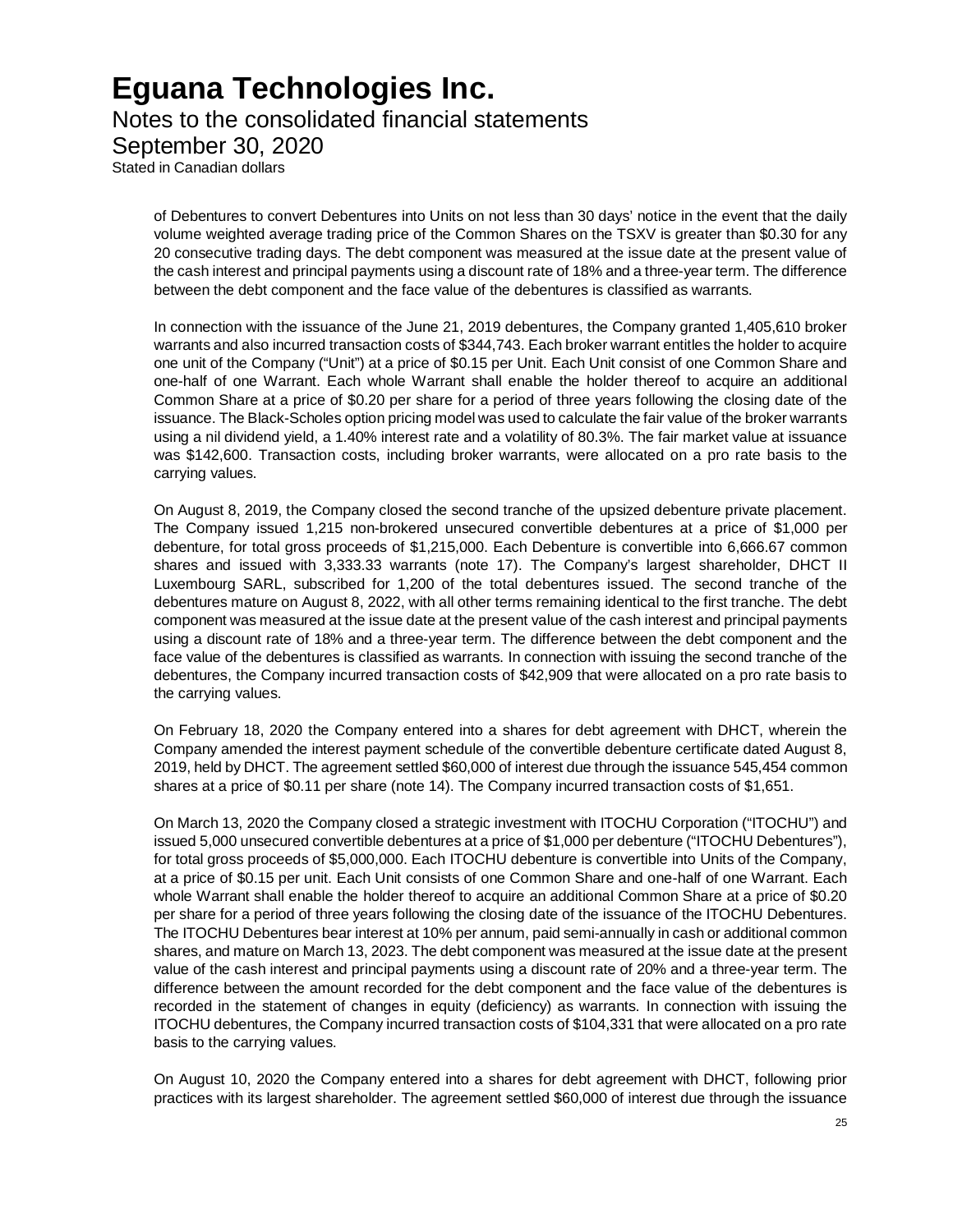of Debentures to convert Debentures into Units on not less than 30 days' notice in the event that the daily volume weighted average trading price of the Common Shares on the TSXV is greater than $0.30 for any 20 consecutive trading days. The debt component was measured at the issue date at the present value of the cash interest and principal payments using a discount rate of 18% and a three-year term. The difference between the debt component and the face value of the debentures is classified as warrants.

In connection with the issuance of the June 21, 2019 debentures, the Company granted 1,405,610 broker warrants and also incurred transaction costs of $344,743. Each broker warrant entitles the holder to acquire one unit of the Company ("Unit") at a price of $0.15 per Unit. Each Unit consist of one Common Share and one-half of one Warrant. Each whole Warrant shall enable the holder thereof to acquire an additional Common Share at a price of $0.20 per share for a period of three years following the closing date of the issuance. The Black-Scholes option pricing model was used to calculate the fair value of the broker warrants using a nil dividend yield, a 1.40% interest rate and a volatility of 80.3%. The fair market value at issuance was $142,600. Transaction costs, including broker warrants, were allocated on a pro rate basis to the carrying values.

On August 8, 2019, the Company closed the second tranche of the upsized debenture private placement. The Company issued 1,215 non-brokered unsecured convertible debentures at a price of $1,000 per debenture, for total gross proceeds of $1,215,000. Each Debenture is convertible into 6,666.67 common shares and issued with 3,333.33 warrants (note 17). The Company's largest shareholder, DHCT II Luxembourg SARL, subscribed for 1,200 of the total debentures issued. The second tranche of the debentures mature on August 8, 2022, with all other terms remaining identical to the first tranche. The debt component was measured at the issue date at the present value of the cash interest and principal payments using a discount rate of 18% and a three-year term. The difference between the debt component and the face value of the debentures is classified as warrants. In connection with issuing the second tranche of the debentures, the Company incurred transaction costs of $42,909 that were allocated on a pro rate basis to the carrying values.

On February 18, 2020 the Company entered into a shares for debt agreement with DHCT, wherein the Company amended the interest payment schedule of the convertible debenture certificate dated August 8, 2019, held by DHCT. The agreement settled $60,000 of interest due through the issuance 545,454 common shares at a price of $0.11 per share (note 14). The Company incurred transaction costs of $1,651.

On March 13, 2020 the Company closed a strategic investment with ITOCHU Corporation ("ITOCHU") and issued 5,000 unsecured convertible debentures at a price of $1,000 per debenture ("ITOCHU Debentures"), for total gross proceeds of $5,000,000. Each ITOCHU debenture is convertible into Units of the Company, at a price of $0.15 per unit. Each Unit consists of one Common Share and one-half of one Warrant. Each whole Warrant shall enable the holder thereof to acquire an additional Common Share at a price of $0.20 per share for a period of three years following the closing date of the issuance of the ITOCHU Debentures. The ITOCHU Debentures bear interest at 10% per annum, paid semi-annually in cash or additional common shares, and mature on March 13, 2023. The debt component was measured at the issue date at the present value of the cash interest and principal payments using a discount rate of 20% and a three-year term. The difference between the amount recorded for the debt component and the face value of the debentures is recorded in the statement of changes in equity (deficiency) as warrants. In connection with issuing the ITOCHU debentures, the Company incurred transaction costs of $104,331 that were allocated on a pro rate basis to the carrying values.

On August 10, 2020 the Company entered into a shares for debt agreement with DHCT, following prior practices with its largest shareholder. The agreement settled $60,000 of interest due through the issuance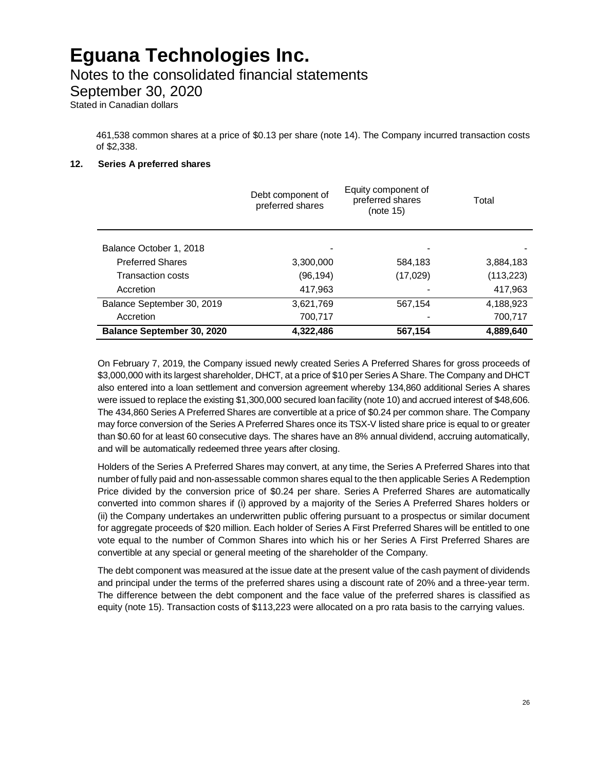461,538 common shares at a price of $0.13 per share (note 14). The Company incurred transaction costs of $2,338.

## 12. Series A preferred shares

| | Debt component of preferred shares | Equity component of preferred shares (note 15) | Total |
|---|---|---|---|
| Balance October 1, 2018 | - | - | - |
| Preferred Shares | 3,300,000 | 584,183 | 3,884,183 |
| Transaction costs | (96,194) | (17,029) | (113,223) |
| Accretion | 417,963 | - | 417,963 |
| Balance September 30, 2019 | 3,621,769 | 567,154 | 4,188,923 |
| Accretion | 700,717 | - | 700,717 |
| **Balance September 30, 2020** | **4,322,486** | **567,154** | **4,889,640** |

On February 7, 2019, the Company issued newly created Series A Preferred Shares for gross proceeds of $3,000,000 with its largest shareholder, DHCT, at a price of $10 per Series A Share. The Company and DHCT also entered into a loan settlement and conversion agreement whereby 134,860 additional Series A shares were issued to replace the existing $1,300,000 secured loan facility (note 10) and accrued interest of $48,606. The 434,860 Series A Preferred Shares are convertible at a price of $0.24 per common share. The Company may force conversion of the Series A Preferred Shares once its TSX-V listed share price is equal to or greater than $0.60 for at least 60 consecutive days. The shares have an 8% annual dividend, accruing automatically, and will be automatically redeemed three years after closing.

Holders of the Series A Preferred Shares may convert, at any time, the Series A Preferred Shares into that number of fully paid and non-assessable common shares equal to the then applicable Series A Redemption Price divided by the conversion price of $0.24 per share. Series A Preferred Shares are automatically converted into common shares if (i) approved by a majority of the Series A Preferred Shares holders or (ii) the Company undertakes an underwritten public offering pursuant to a prospectus or similar document for aggregate proceeds of $20 million. Each holder of Series A First Preferred Shares will be entitled to one vote equal to the number of Common Shares into which his or her Series A First Preferred Shares are convertible at any special or general meeting of the shareholder of the Company.

The debt component was measured at the issue date at the present value of the cash payment of dividends and principal under the terms of the preferred shares using a discount rate of 20% and a three-year term. The difference between the debt component and the face value of the preferred shares is classified as equity (note 15). Transaction costs of $113,223 were allocated on a pro rata basis to the carrying values.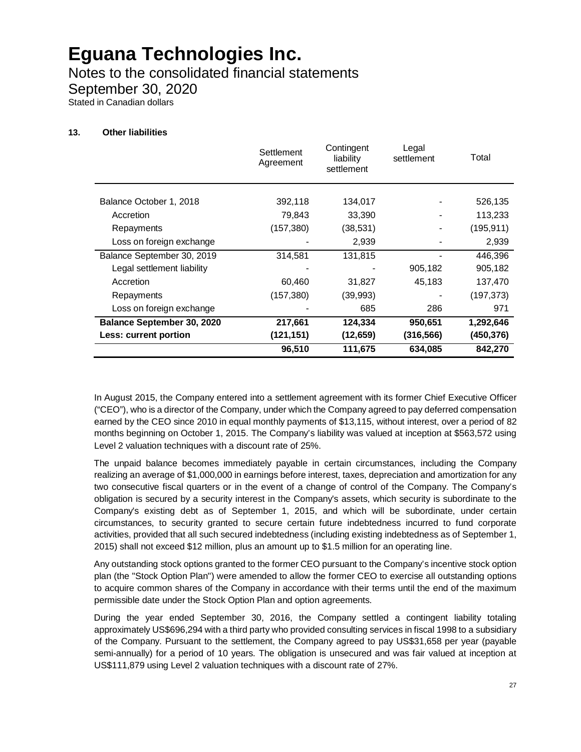# Eguana Technologies Inc.

## Notes to the consolidated financial statements

## September 30, 2020

Stated in Canadian dollars

### 13. Other liabilities

| | Settlement Agreement | Contingent liability settlement | Legal settlement | Total |
|---|---|---|---|---|
| Balance October 1, 2018 | 392,118 | 134,017 | - | 526,135 |
| Accretion | 79,843 | 33,390 | - | 113,233 |
| Repayments | (157,380) | (38,531) | - | (195,911) |
| Loss on foreign exchange | - | 2,939 | - | 2,939 |
| Balance September 30, 2019 | 314,581 | 131,815 | - | 446,396 |
| Legal settlement liability | - | - | 905,182 | 905,182 |
| Accretion | 60,460 | 31,827 | 45,183 | 137,470 |
| Repayments | (157,380) | (39,993) | - | (197,373) |
| Loss on foreign exchange | - | 685 | 286 | 971 |
| **Balance September 30, 2020** | **217,661** | **124,334** | **950,651** | **1,292,646** |
| **Less: current portion** | **(121,151)** | **(12,659)** | **(316,566)** | **(450,376)** |
| | **96,510** | **111,675** | **634,085** | **842,270** |

In August 2015, the Company entered into a settlement agreement with its former Chief Executive Officer ("CEO"), who is a director of the Company, under which the Company agreed to pay deferred compensation earned by the CEO since 2010 in equal monthly payments of $13,115, without interest, over a period of 82 months beginning on October 1, 2015. The Company's liability was valued at inception at $563,572 using Level 2 valuation techniques with a discount rate of 25%.

The unpaid balance becomes immediately payable in certain circumstances, including the Company realizing an average of $1,000,000 in earnings before interest, taxes, depreciation and amortization for any two consecutive fiscal quarters or in the event of a change of control of the Company. The Company's obligation is secured by a security interest in the Company's assets, which security is subordinate to the Company's existing debt as of September 1, 2015, and which will be subordinate, under certain circumstances, to security granted to secure certain future indebtedness incurred to fund corporate activities, provided that all such secured indebtedness (including existing indebtedness as of September 1, 2015) shall not exceed $12 million, plus an amount up to $1.5 million for an operating line.

Any outstanding stock options granted to the former CEO pursuant to the Company's incentive stock option plan (the "Stock Option Plan") were amended to allow the former CEO to exercise all outstanding options to acquire common shares of the Company in accordance with their terms until the end of the maximum permissible date under the Stock Option Plan and option agreements.

During the year ended September 30, 2016, the Company settled a contingent liability totaling approximately US$696,294 with a third party who provided consulting services in fiscal 1998 to a subsidiary of the Company. Pursuant to the settlement, the Company agreed to pay US$31,658 per year (payable semi-annually) for a period of 10 years. The obligation is unsecured and was fair valued at inception at US$111,879 using Level 2 valuation techniques with a discount rate of 27%.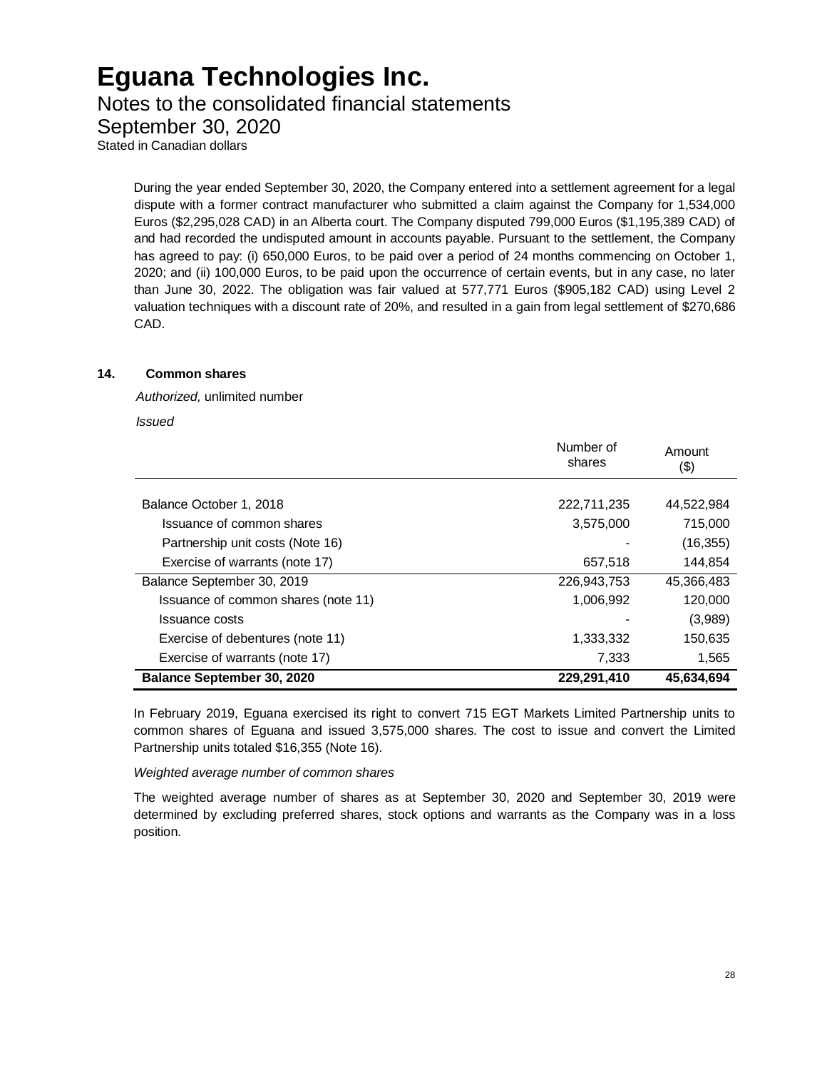During the year ended September 30, 2020, the Company entered into a settlement agreement for a legal dispute with a former contract manufacturer who submitted a claim against the Company for 1,534,000 Euros ($2,295,028 CAD) in an Alberta court. The Company disputed 799,000 Euros ($1,195,389 CAD) of and had recorded the undisputed amount in accounts payable. Pursuant to the settlement, the Company has agreed to pay: (i) 650,000 Euros, to be paid over a period of 24 months commencing on October 1, 2020; and (ii) 100,000 Euros, to be paid upon the occurrence of certain events, but in any case, no later than June 30, 2022. The obligation was fair valued at 577,771 Euros ($905,182 CAD) using Level 2 valuation techniques with a discount rate of 20%, and resulted in a gain from legal settlement of $270,686 CAD.

## 14. Common shares

*Authorized,* unlimited number

*Issued*

| | Number of shares | Amount ($) |
|---|---|---|
| Balance October 1, 2018 | 222,711,235 | 44,522,984 |
| Issuance of common shares | 3,575,000 | 715,000 |
| Partnership unit costs (Note 16) | - | (16,355) |
| Exercise of warrants (note 17) | 657,518 | 144,854 |
| Balance September 30, 2019 | 226,943,753 | 45,366,483 |
| Issuance of common shares (note 11) | 1,006,992 | 120,000 |
| Issuance costs | - | (3,989) |
| Exercise of debentures (note 11) | 1,333,332 | 150,635 |
| Exercise of warrants (note 17) | 7,333 | 1,565 |
| **Balance September 30, 2020** | **229,291,410** | **45,634,694** |

In February 2019, Eguana exercised its right to convert 715 EGT Markets Limited Partnership units to common shares of Eguana and issued 3,575,000 shares. The cost to issue and convert the Limited Partnership units totaled $16,355 (Note 16).

*Weighted average number of common shares*

The weighted average number of shares as at September 30, 2020 and September 30, 2019 were determined by excluding preferred shares, stock options and warrants as the Company was in a loss position.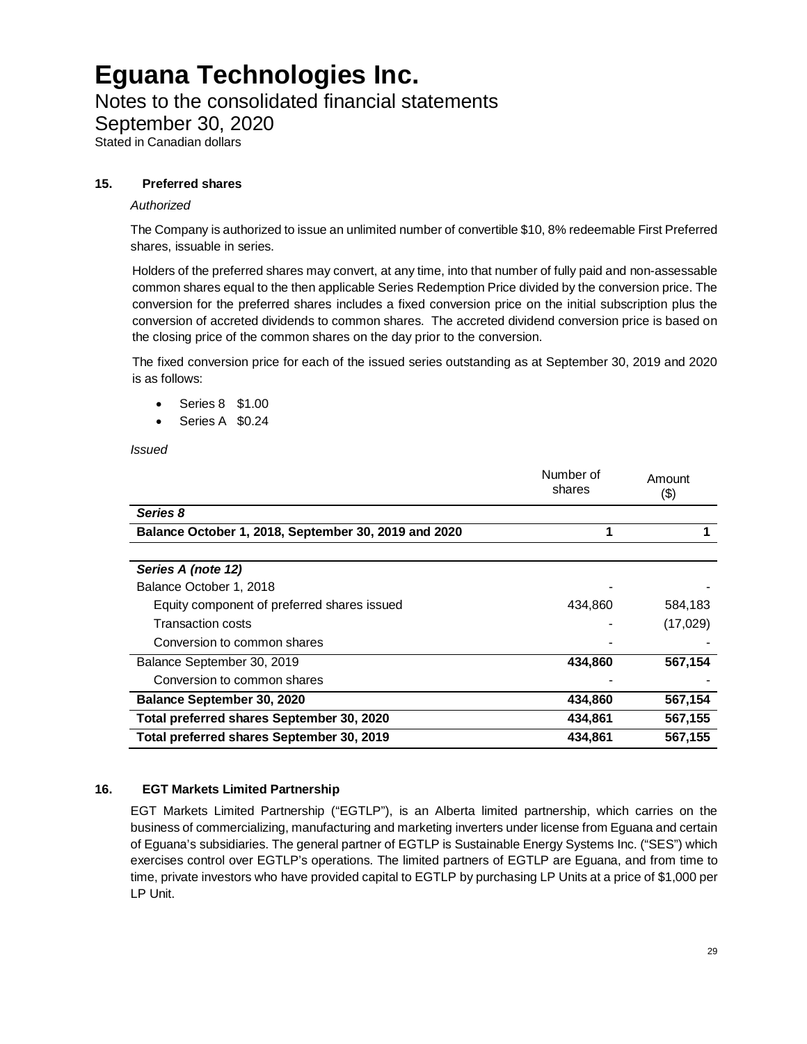# Eguana Technologies Inc.

Notes to the consolidated financial statements

September 30, 2020

Stated in Canadian dollars

## 15. Preferred shares

*Authorized*

The Company is authorized to issue an unlimited number of convertible $10, 8% redeemable First Preferred shares, issuable in series.

Holders of the preferred shares may convert, at any time, into that number of fully paid and non-assessable common shares equal to the then applicable Series Redemption Price divided by the conversion price. The conversion for the preferred shares includes a fixed conversion price on the initial subscription plus the conversion of accreted dividends to common shares. The accreted dividend conversion price is based on the closing price of the common shares on the day prior to the conversion.

The fixed conversion price for each of the issued series outstanding as at September 30, 2019 and 2020 is as follows:

- Series 8 $1.00
- Series A $0.24

*Issued*

| | Number of shares | Amount ($) |
|---|---|---|
| ***Series 8*** | | |
| **Balance October 1, 2018, September 30, 2019 and 2020** | **1** | **1** |
| | | |
| ***Series A (note 12)*** | | |
| Balance October 1, 2018 | - | - |
| Equity component of preferred shares issued | 434,860 | 584,183 |
| Transaction costs | - | (17,029) |
| Conversion to common shares | - | - |
| Balance September 30, 2019 | **434,860** | **567,154** |
| Conversion to common shares | - | - |
| **Balance September 30, 2020** | **434,860** | **567,154** |
| **Total preferred shares September 30, 2020** | **434,861** | **567,155** |
| **Total preferred shares September 30, 2019** | **434,861** | **567,155** |

## 16. EGT Markets Limited Partnership

EGT Markets Limited Partnership ("EGTLP"), is an Alberta limited partnership, which carries on the business of commercializing, manufacturing and marketing inverters under license from Eguana and certain of Eguana's subsidiaries. The general partner of EGTLP is Sustainable Energy Systems Inc. ("SES") which exercises control over EGTLP's operations. The limited partners of EGTLP are Eguana, and from time to time, private investors who have provided capital to EGTLP by purchasing LP Units at a price of $1,000 per LP Unit.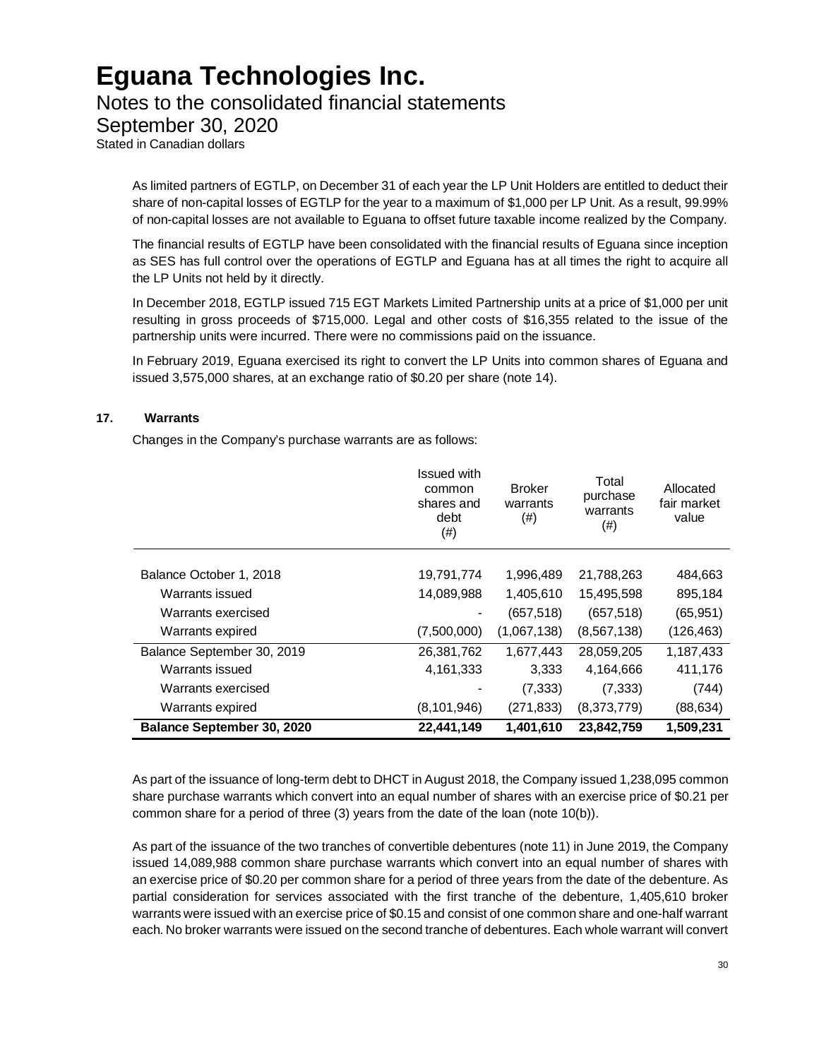As limited partners of EGTLP, on December 31 of each year the LP Unit Holders are entitled to deduct their share of non-capital losses of EGTLP for the year to a maximum of $1,000 per LP Unit. As a result, 99.99% of non-capital losses are not available to Eguana to offset future taxable income realized by the Company.

The financial results of EGTLP have been consolidated with the financial results of Eguana since inception as SES has full control over the operations of EGTLP and Eguana has at all times the right to acquire all the LP Units not held by it directly.

In December 2018, EGTLP issued 715 EGT Markets Limited Partnership units at a price of $1,000 per unit resulting in gross proceeds of $715,000. Legal and other costs of $16,355 related to the issue of the partnership units were incurred. There were no commissions paid on the issuance.

In February 2019, Eguana exercised its right to convert the LP Units into common shares of Eguana and issued 3,575,000 shares, at an exchange ratio of $0.20 per share (note 14).

## 17. Warrants

Changes in the Company's purchase warrants are as follows:

| | Issued with common shares and debt (#) | Broker warrants (#) | Total purchase warrants (#) | Allocated fair market value |
|---|---|---|---|---|
| Balance October 1, 2018 | 19,791,774 | 1,996,489 | 21,788,263 | 484,663 |
| Warrants issued | 14,089,988 | 1,405,610 | 15,495,598 | 895,184 |
| Warrants exercised | - | (657,518) | (657,518) | (65,951) |
| Warrants expired | (7,500,000) | (1,067,138) | (8,567,138) | (126,463) |
| Balance September 30, 2019 | 26,381,762 | 1,677,443 | 28,059,205 | 1,187,433 |
| Warrants issued | 4,161,333 | 3,333 | 4,164,666 | 411,176 |
| Warrants exercised | - | (7,333) | (7,333) | (744) |
| Warrants expired | (8,101,946) | (271,833) | (8,373,779) | (88,634) |
| **Balance September 30, 2020** | **22,441,149** | **1,401,610** | **23,842,759** | **1,509,231** |

As part of the issuance of long-term debt to DHCT in August 2018, the Company issued 1,238,095 common share purchase warrants which convert into an equal number of shares with an exercise price of $0.21 per common share for a period of three (3) years from the date of the loan (note 10(b)).

As part of the issuance of the two tranches of convertible debentures (note 11) in June 2019, the Company issued 14,089,988 common share purchase warrants which convert into an equal number of shares with an exercise price of $0.20 per common share for a period of three years from the date of the debenture. As partial consideration for services associated with the first tranche of the debenture, 1,405,610 broker warrants were issued with an exercise price of $0.15 and consist of one common share and one-half warrant each. No broker warrants were issued on the second tranche of debentures. Each whole warrant will convert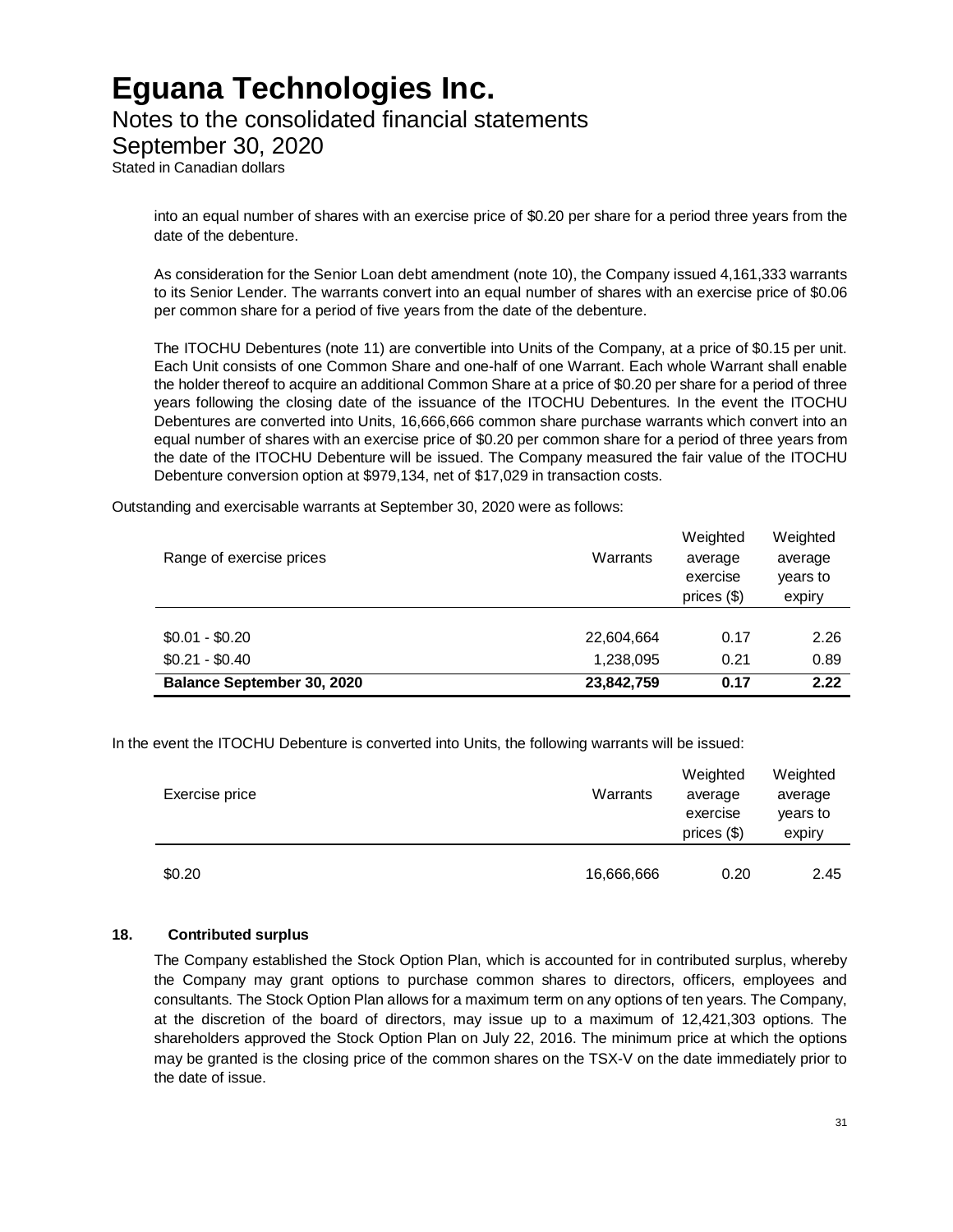into an equal number of shares with an exercise price of $0.20 per share for a period three years from the date of the debenture.

As consideration for the Senior Loan debt amendment (note 10), the Company issued 4,161,333 warrants to its Senior Lender. The warrants convert into an equal number of shares with an exercise price of $0.06 per common share for a period of five years from the date of the debenture.

The ITOCHU Debentures (note 11) are convertible into Units of the Company, at a price of $0.15 per unit. Each Unit consists of one Common Share and one-half of one Warrant. Each whole Warrant shall enable the holder thereof to acquire an additional Common Share at a price of $0.20 per share for a period of three years following the closing date of the issuance of the ITOCHU Debentures. In the event the ITOCHU Debentures are converted into Units, 16,666,666 common share purchase warrants which convert into an equal number of shares with an exercise price of $0.20 per common share for a period of three years from the date of the ITOCHU Debenture will be issued. The Company measured the fair value of the ITOCHU Debenture conversion option at $979,134, net of $17,029 in transaction costs.

Outstanding and exercisable warrants at September 30, 2020 were as follows:

| Range of exercise prices | Warrants | Weighted average exercise prices ($) | Weighted average years to expiry |
|---|---|---|---|
| $0.01 - $0.20 | 22,604,664 | 0.17 | 2.26 |
| $0.21 - $0.40 | 1,238,095 | 0.21 | 0.89 |
| **Balance September 30, 2020** | **23,842,759** | **0.17** | **2.22** |

In the event the ITOCHU Debenture is converted into Units, the following warrants will be issued:

| Exercise price | Warrants | Weighted average exercise prices ($) | Weighted average years to expiry |
|---|---|---|---|
| $0.20 | 16,666,666 | 0.20 | 2.45 |

## 18. Contributed surplus

The Company established the Stock Option Plan, which is accounted for in contributed surplus, whereby the Company may grant options to purchase common shares to directors, officers, employees and consultants. The Stock Option Plan allows for a maximum term on any options of ten years. The Company, at the discretion of the board of directors, may issue up to a maximum of 12,421,303 options. The shareholders approved the Stock Option Plan on July 22, 2016. The minimum price at which the options may be granted is the closing price of the common shares on the TSX-V on the date immediately prior to the date of issue.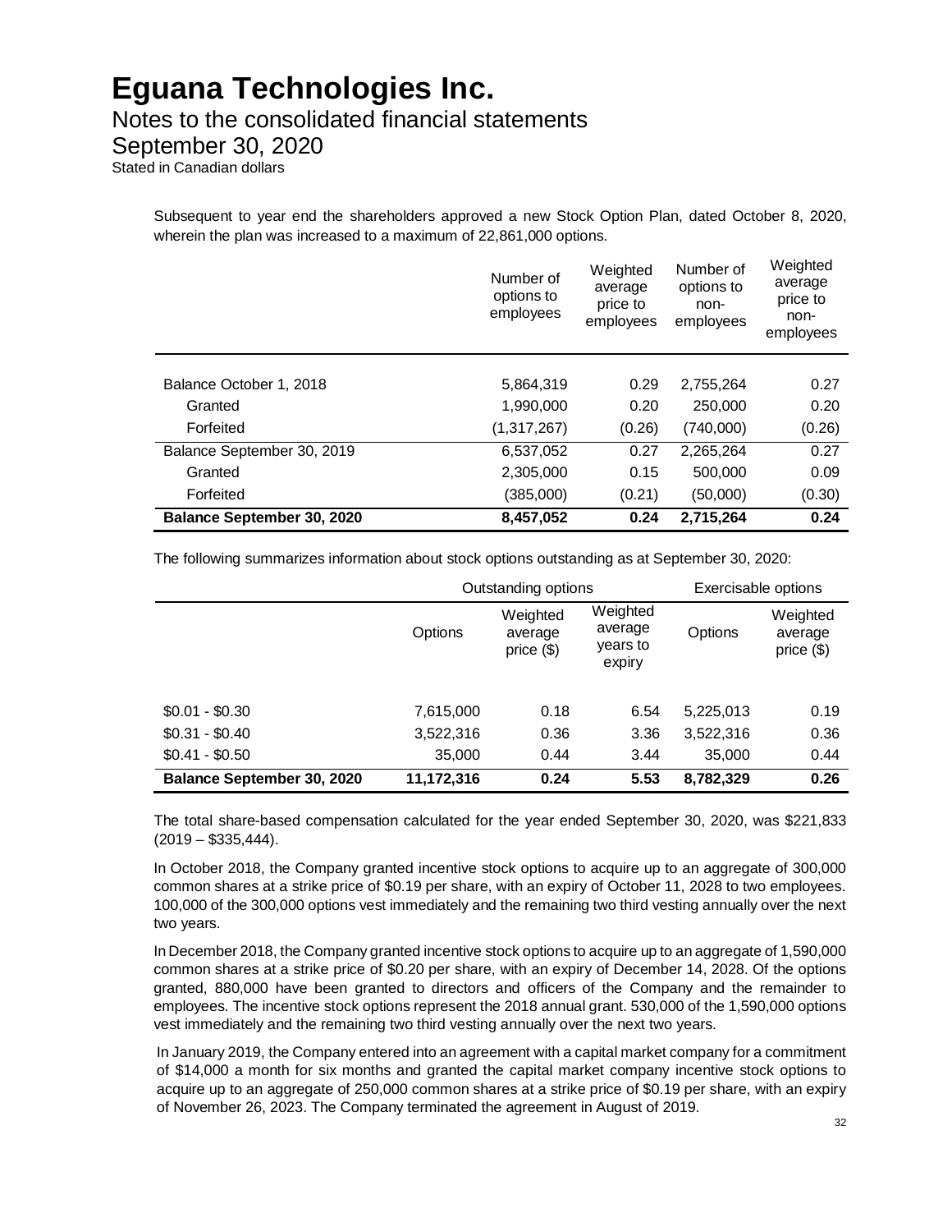Subsequent to year end the shareholders approved a new Stock Option Plan, dated October 8, 2020, wherein the plan was increased to a maximum of 22,861,000 options.

| | Number of options to employees | Weighted average price to employees | Number of options to non-employees | Weighted average price to non-employees |
|---|---|---|---|---|
| Balance October 1, 2018 | 5,864,319 | 0.29 | 2,755,264 | 0.27 |
| Granted | 1,990,000 | 0.20 | 250,000 | 0.20 |
| Forfeited | (1,317,267) | (0.26) | (740,000) | (0.26) |
| Balance September 30, 2019 | 6,537,052 | 0.27 | 2,265,264 | 0.27 |
| Granted | 2,305,000 | 0.15 | 500,000 | 0.09 |
| Forfeited | (385,000) | (0.21) | (50,000) | (0.30) |
| **Balance September 30, 2020** | **8,457,052** | **0.24** | **2,715,264** | **0.24** |

The following summarizes information about stock options outstanding as at September 30, 2020:

| | Outstanding options | | | Exercisable options | |
|---|---|---|---|---|---|
| | Options | Weighted average price ($) | Weighted average years to expiry | Options | Weighted average price ($) |
| $0.01 - $0.30 | 7,615,000 | 0.18 | 6.54 | 5,225,013 | 0.19 |
| $0.31 - $0.40 | 3,522,316 | 0.36 | 3.36 | 3,522,316 | 0.36 |
| $0.41 - $0.50 | 35,000 | 0.44 | 3.44 | 35,000 | 0.44 |
| **Balance September 30, 2020** | **11,172,316** | **0.24** | **5.53** | **8,782,329** | **0.26** |

The total share-based compensation calculated for the year ended September 30, 2020, was $221,833 (2019 – $335,444).

In October 2018, the Company granted incentive stock options to acquire up to an aggregate of 300,000 common shares at a strike price of $0.19 per share, with an expiry of October 11, 2028 to two employees. 100,000 of the 300,000 options vest immediately and the remaining two third vesting annually over the next two years.

In December 2018, the Company granted incentive stock options to acquire up to an aggregate of 1,590,000 common shares at a strike price of $0.20 per share, with an expiry of December 14, 2028. Of the options granted, 880,000 have been granted to directors and officers of the Company and the remainder to employees. The incentive stock options represent the 2018 annual grant. 530,000 of the 1,590,000 options vest immediately and the remaining two third vesting annually over the next two years.

In January 2019, the Company entered into an agreement with a capital market company for a commitment of $14,000 a month for six months and granted the capital market company incentive stock options to acquire up to an aggregate of 250,000 common shares at a strike price of $0.19 per share, with an expiry of November 26, 2023. The Company terminated the agreement in August of 2019.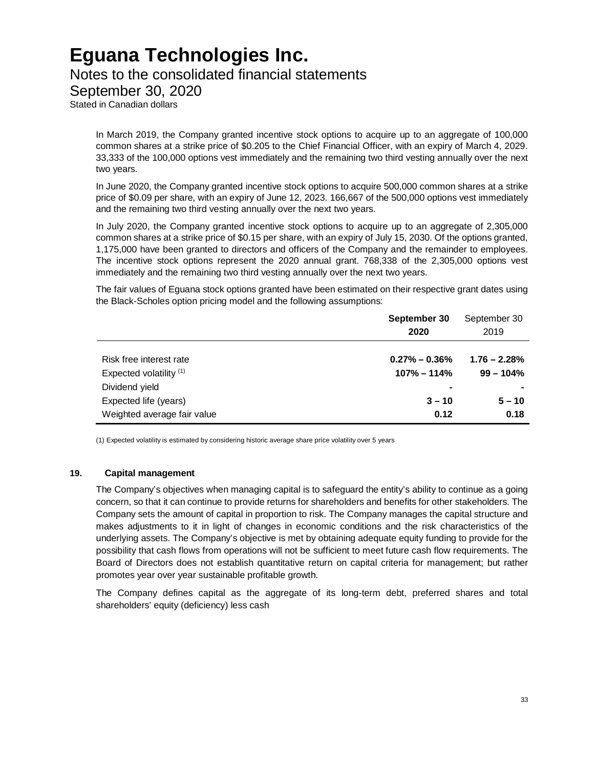In March 2019, the Company granted incentive stock options to acquire up to an aggregate of 100,000 common shares at a strike price of $0.205 to the Chief Financial Officer, with an expiry of March 4, 2029. 33,333 of the 100,000 options vest immediately and the remaining two third vesting annually over the next two years.

In June 2020, the Company granted incentive stock options to acquire 500,000 common shares at a strike price of $0.09 per share, with an expiry of June 12, 2023. 166,667 of the 500,000 options vest immediately and the remaining two third vesting annually over the next two years.

In July 2020, the Company granted incentive stock options to acquire up to an aggregate of 2,305,000 common shares at a strike price of $0.15 per share, with an expiry of July 15, 2030. Of the options granted, 1,175,000 have been granted to directors and officers of the Company and the remainder to employees. The incentive stock options represent the 2020 annual grant. 768,338 of the 2,305,000 options vest immediately and the remaining two third vesting annually over the next two years.

The fair values of Eguana stock options granted have been estimated on their respective grant dates using the Black-Scholes option pricing model and the following assumptions:

| | **September 30 2020** | September 30 2019 |
|---|---|---|
| Risk free interest rate | **0.27% – 0.36%** | **1.76 – 2.28%** |
| Expected volatility [(1)] | **107% – 114%** | **99 – 104%** |
| Dividend yield | **-** | **-** |
| Expected life (years) | **3 – 10** | **5 – 10** |
| Weighted average fair value | **0.12** | **0.18** |

(1) Expected volatility is estimated by considering historic average share price volatility over 5 years

## 19. Capital management

The Company's objectives when managing capital is to safeguard the entity's ability to continue as a going concern, so that it can continue to provide returns for shareholders and benefits for other stakeholders. The Company sets the amount of capital in proportion to risk. The Company manages the capital structure and makes adjustments to it in light of changes in economic conditions and the risk characteristics of the underlying assets. The Company's objective is met by obtaining adequate equity funding to provide for the possibility that cash flows from operations will not be sufficient to meet future cash flow requirements. The Board of Directors does not establish quantitative return on capital criteria for management; but rather promotes year over year sustainable profitable growth.

The Company defines capital as the aggregate of its long-term debt, preferred shares and total shareholders' equity (deficiency) less cash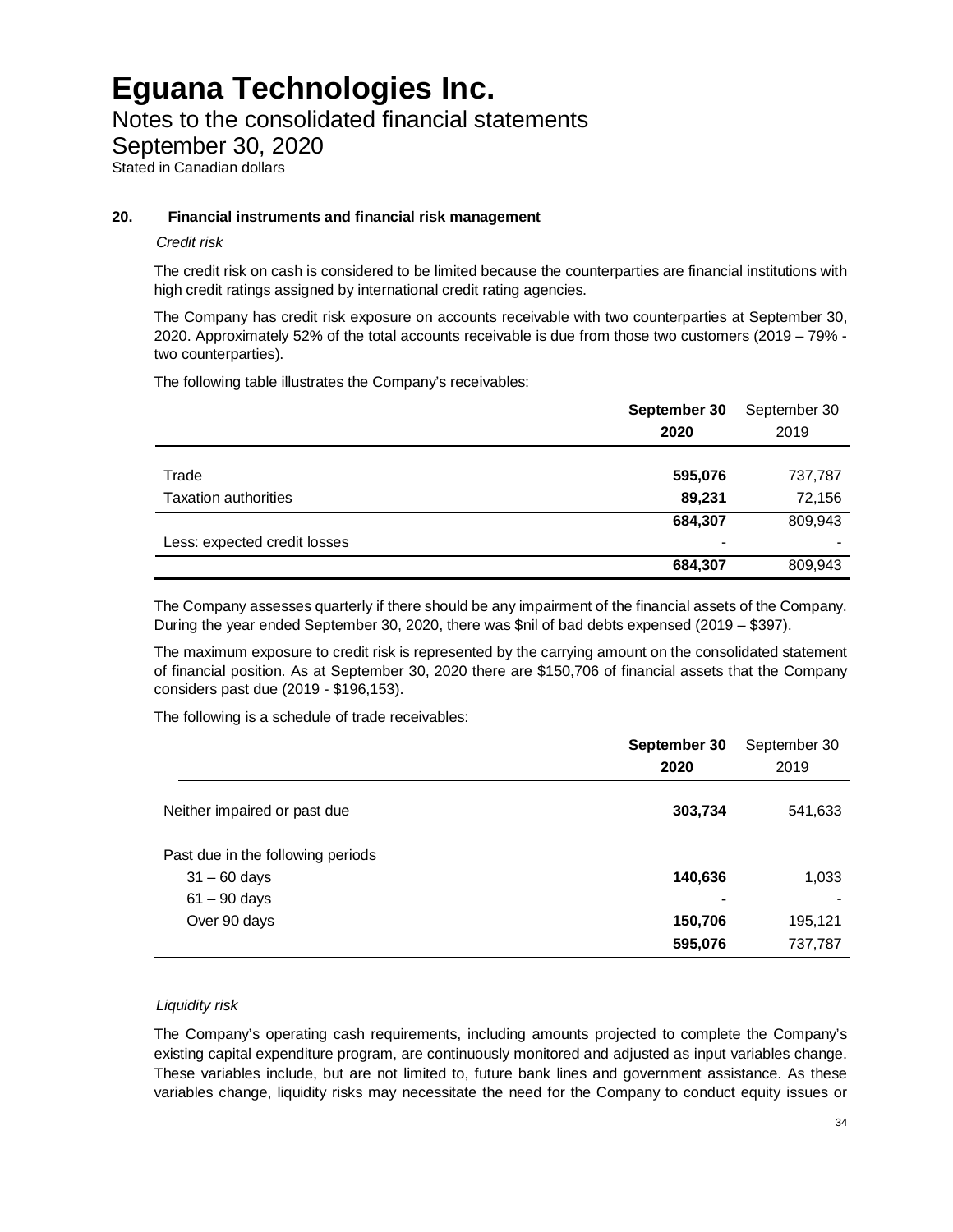# Eguana Technologies Inc.

## Notes to the consolidated financial statements

## September 30, 2020

Stated in Canadian dollars

### 20. Financial instruments and financial risk management

*Credit risk*

The credit risk on cash is considered to be limited because the counterparties are financial institutions with high credit ratings assigned by international credit rating agencies.

The Company has credit risk exposure on accounts receivable with two counterparties at September 30, 2020. Approximately 52% of the total accounts receivable is due from those two customers (2019 – 79% - two counterparties).

The following table illustrates the Company's receivables:

| | **September 30 2020** | September 30 2019 |
|---|---|---|
| Trade | **595,076** | 737,787 |
| Taxation authorities | **89,231** | 72,156 |
| | **684,307** | 809,943 |
| Less: expected credit losses | - | - |
| | **684,307** | 809,943 |

The Company assesses quarterly if there should be any impairment of the financial assets of the Company. During the year ended September 30, 2020, there was $nil of bad debts expensed (2019 – $397).

The maximum exposure to credit risk is represented by the carrying amount on the consolidated statement of financial position. As at September 30, 2020 there are $150,706 of financial assets that the Company considers past due (2019 - $196,153).

The following is a schedule of trade receivables:

| | **September 30 2020** | September 30 2019 |
|---|---|---|
| Neither impaired or past due | **303,734** | 541,633 |
| Past due in the following periods | | |
| 31 – 60 days | **140,636** | 1,033 |
| 61 – 90 days | **-** | - |
| Over 90 days | **150,706** | 195,121 |
| | **595,076** | 737,787 |

*Liquidity risk*

The Company's operating cash requirements, including amounts projected to complete the Company's existing capital expenditure program, are continuously monitored and adjusted as input variables change. These variables include, but are not limited to, future bank lines and government assistance. As these variables change, liquidity risks may necessitate the need for the Company to conduct equity issues or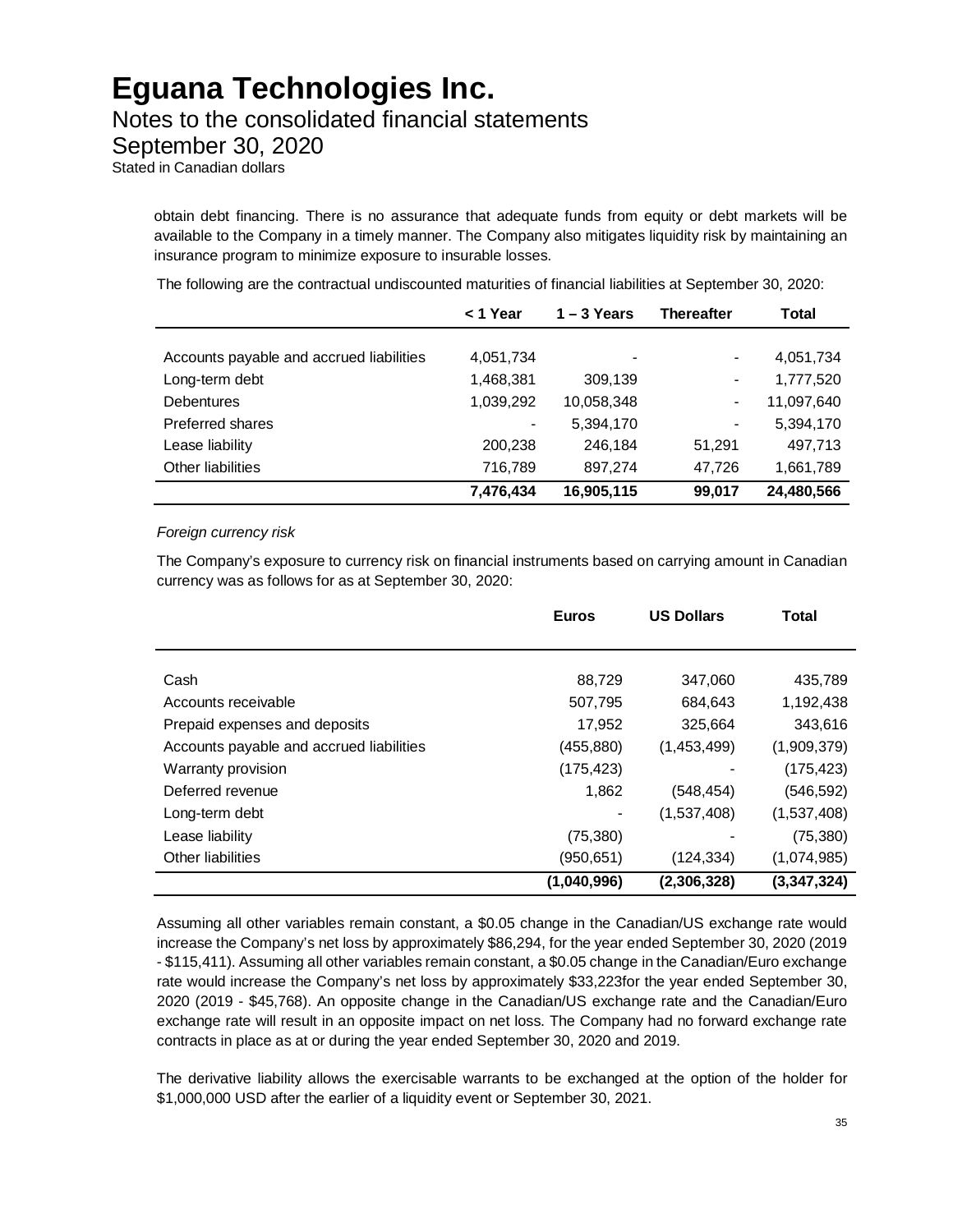obtain debt financing. There is no assurance that adequate funds from equity or debt markets will be available to the Company in a timely manner. The Company also mitigates liquidity risk by maintaining an insurance program to minimize exposure to insurable losses.

The following are the contractual undiscounted maturities of financial liabilities at September 30, 2020:

| | < 1 Year | 1 – 3 Years | Thereafter | Total |
|---|---|---|---|---|
| Accounts payable and accrued liabilities | 4,051,734 | - | - | 4,051,734 |
| Long-term debt | 1,468,381 | 309,139 | - | 1,777,520 |
| Debentures | 1,039,292 | 10,058,348 | - | 11,097,640 |
| Preferred shares | - | 5,394,170 | - | 5,394,170 |
| Lease liability | 200,238 | 246,184 | 51,291 | 497,713 |
| Other liabilities | 716,789 | 897,274 | 47,726 | 1,661,789 |
| | **7,476,434** | **16,905,115** | **99,017** | **24,480,566** |

*Foreign currency risk*

The Company's exposure to currency risk on financial instruments based on carrying amount in Canadian currency was as follows for as at September 30, 2020:

| | Euros | US Dollars | Total |
|---|---|---|---|
| Cash | 88,729 | 347,060 | 435,789 |
| Accounts receivable | 507,795 | 684,643 | 1,192,438 |
| Prepaid expenses and deposits | 17,952 | 325,664 | 343,616 |
| Accounts payable and accrued liabilities | (455,880) | (1,453,499) | (1,909,379) |
| Warranty provision | (175,423) | - | (175,423) |
| Deferred revenue | 1,862 | (548,454) | (546,592) |
| Long-term debt | - | (1,537,408) | (1,537,408) |
| Lease liability | (75,380) | - | (75,380) |
| Other liabilities | (950,651) | (124,334) | (1,074,985) |
| | **(1,040,996)** | **(2,306,328)** | **(3,347,324)** |

Assuming all other variables remain constant, a \$0.05 change in the Canadian/US exchange rate would increase the Company's net loss by approximately \$86,294, for the year ended September 30, 2020 (2019 - \$115,411). Assuming all other variables remain constant, a \$0.05 change in the Canadian/Euro exchange rate would increase the Company's net loss by approximately \$33,223for the year ended September 30, 2020 (2019 - \$45,768). An opposite change in the Canadian/US exchange rate and the Canadian/Euro exchange rate will result in an opposite impact on net loss. The Company had no forward exchange rate contracts in place as at or during the year ended September 30, 2020 and 2019.

The derivative liability allows the exercisable warrants to be exchanged at the option of the holder for \$1,000,000 USD after the earlier of a liquidity event or September 30, 2021.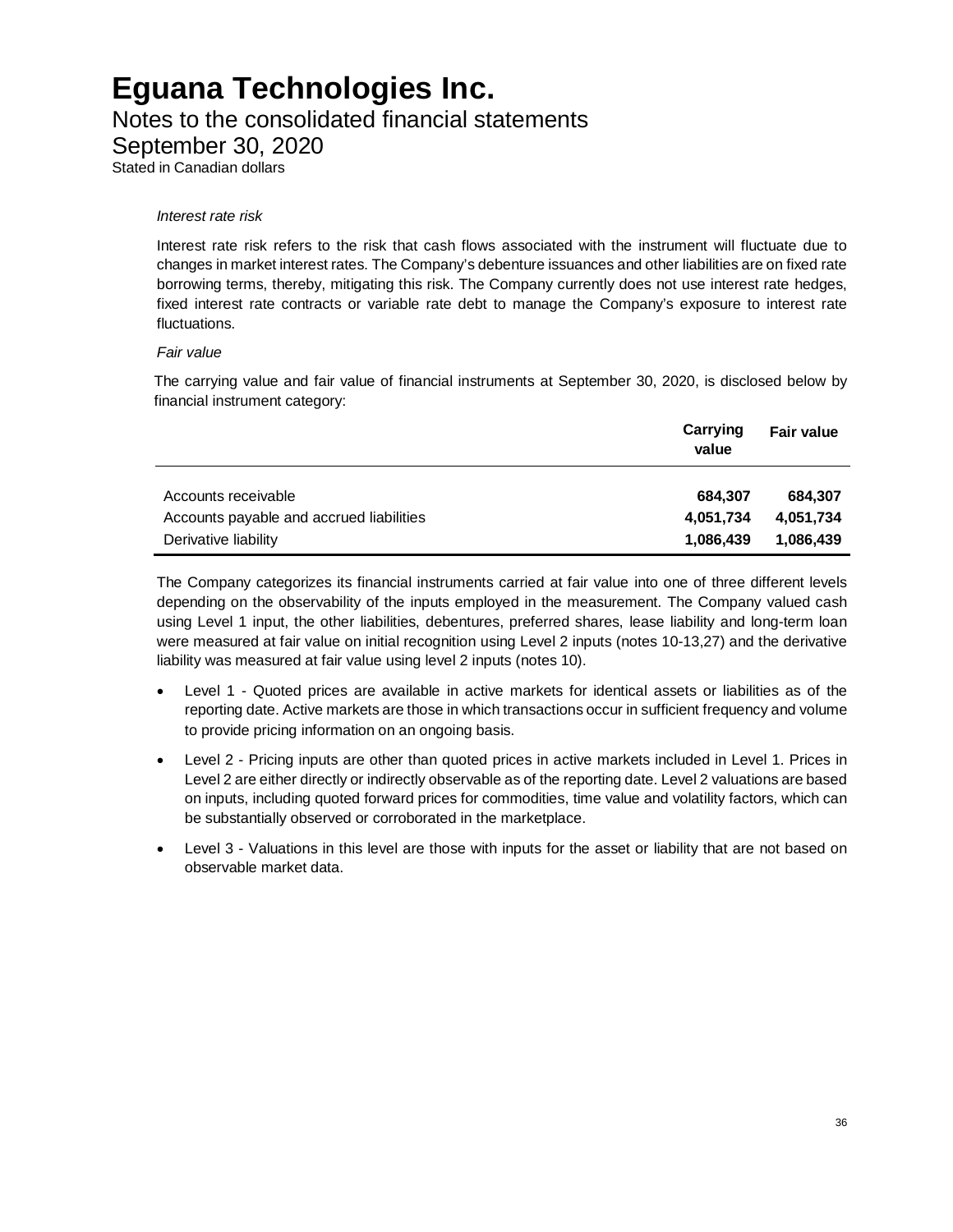*Interest rate risk*

Interest rate risk refers to the risk that cash flows associated with the instrument will fluctuate due to changes in market interest rates. The Company's debenture issuances and other liabilities are on fixed rate borrowing terms, thereby, mitigating this risk. The Company currently does not use interest rate hedges, fixed interest rate contracts or variable rate debt to manage the Company's exposure to interest rate fluctuations.

*Fair value*

The carrying value and fair value of financial instruments at September 30, 2020, is disclosed below by financial instrument category:

| | **Carrying value** | **Fair value** |
|---|---|---|
| Accounts receivable | **684,307** | **684,307** |
| Accounts payable and accrued liabilities | **4,051,734** | **4,051,734** |
| Derivative liability | **1,086,439** | **1,086,439** |

The Company categorizes its financial instruments carried at fair value into one of three different levels depending on the observability of the inputs employed in the measurement. The Company valued cash using Level 1 input, the other liabilities, debentures, preferred shares, lease liability and long-term loan were measured at fair value on initial recognition using Level 2 inputs (notes 10-13,27) and the derivative liability was measured at fair value using level 2 inputs (notes 10).

- Level 1 - Quoted prices are available in active markets for identical assets or liabilities as of the reporting date. Active markets are those in which transactions occur in sufficient frequency and volume to provide pricing information on an ongoing basis.
- Level 2 - Pricing inputs are other than quoted prices in active markets included in Level 1. Prices in Level 2 are either directly or indirectly observable as of the reporting date. Level 2 valuations are based on inputs, including quoted forward prices for commodities, time value and volatility factors, which can be substantially observed or corroborated in the marketplace.
- Level 3 - Valuations in this level are those with inputs for the asset or liability that are not based on observable market data.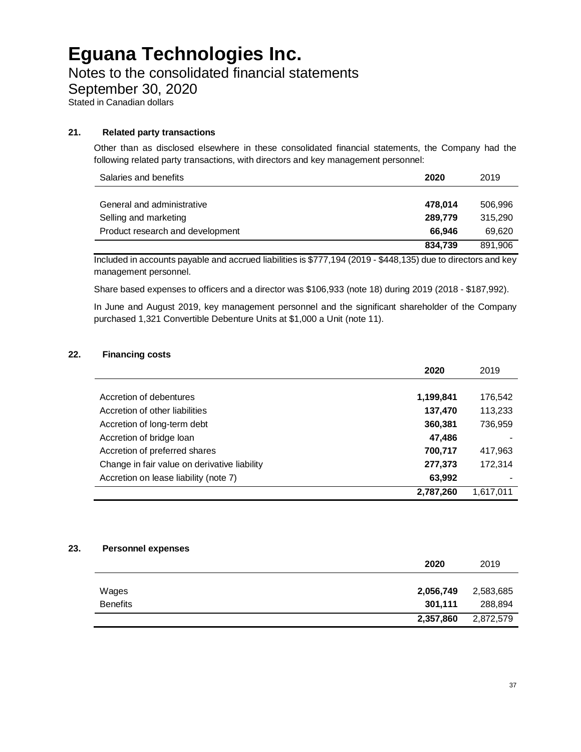# Eguana Technologies Inc.

Notes to the consolidated financial statements

September 30, 2020

Stated in Canadian dollars

## 21. Related party transactions

Other than as disclosed elsewhere in these consolidated financial statements, the Company had the following related party transactions, with directors and key management personnel:

| Salaries and benefits | 2020 | 2019 |
|---|---|---|
| General and administrative | **478,014** | 506,996 |
| Selling and marketing | **289,779** | 315,290 |
| Product research and development | **66,946** | 69,620 |
| | **834,739** | 891,906 |

Included in accounts payable and accrued liabilities is $777,194 (2019 - $448,135) due to directors and key management personnel.

Share based expenses to officers and a director was $106,933 (note 18) during 2019 (2018 - $187,992).

In June and August 2019, key management personnel and the significant shareholder of the Company purchased 1,321 Convertible Debenture Units at $1,000 a Unit (note 11).

## 22. Financing costs

| | 2020 | 2019 |
|---|---|---|
| Accretion of debentures | **1,199,841** | 176,542 |
| Accretion of other liabilities | **137,470** | 113,233 |
| Accretion of long-term debt | **360,381** | 736,959 |
| Accretion of bridge loan | **47,486** | - |
| Accretion of preferred shares | **700,717** | 417,963 |
| Change in fair value on derivative liability | **277,373** | 172,314 |
| Accretion on lease liability (note 7) | **63,992** | - |
| | **2,787,260** | 1,617,011 |

## 23. Personnel expenses

| | 2020 | 2019 |
|---|---|---|
| Wages | **2,056,749** | 2,583,685 |
| Benefits | **301,111** | 288,894 |
| | **2,357,860** | 2,872,579 |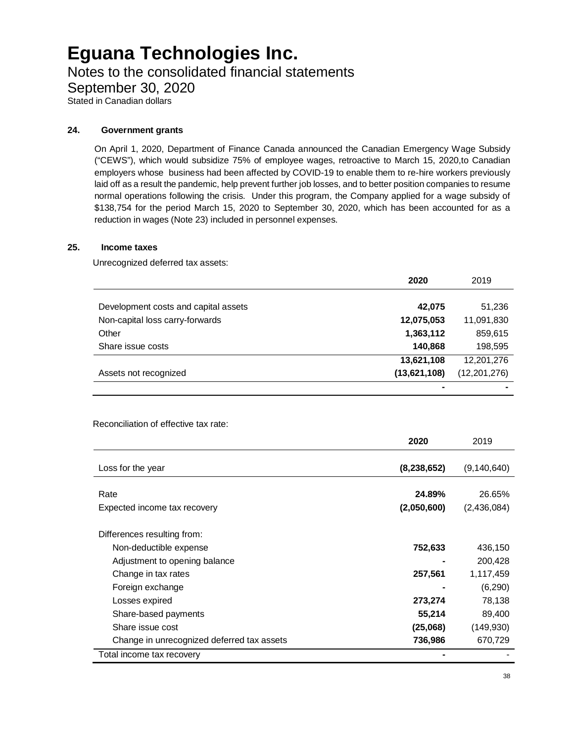# Eguana Technologies Inc.

## Notes to the consolidated financial statements

## September 30, 2020

Stated in Canadian dollars

### 24. Government grants

On April 1, 2020, Department of Finance Canada announced the Canadian Emergency Wage Subsidy ("CEWS"), which would subsidize 75% of employee wages, retroactive to March 15, 2020,to Canadian employers whose business had been affected by COVID-19 to enable them to re-hire workers previously laid off as a result the pandemic, help prevent further job losses, and to better position companies to resume normal operations following the crisis. Under this program, the Company applied for a wage subsidy of $138,754 for the period March 15, 2020 to September 30, 2020, which has been accounted for as a reduction in wages (Note 23) included in personnel expenses.

### 25. Income taxes

Unrecognized deferred tax assets:

| | **2020** | 2019 |
|---|---|---|
| Development costs and capital assets | **42,075** | 51,236 |
| Non-capital loss carry-forwards | **12,075,053** | 11,091,830 |
| Other | **1,363,112** | 859,615 |
| Share issue costs | **140,868** | 198,595 |
| | **13,621,108** | 12,201,276 |
| Assets not recognized | **(13,621,108)** | (12,201,276) |
| | **-** | - |

Reconciliation of effective tax rate:

| | **2020** | 2019 |
|---|---|---|
| Loss for the year | **(8,238,652)** | (9,140,640) |
| Rate | **24.89%** | 26.65% |
| Expected income tax recovery | **(2,050,600)** | (2,436,084) |
| Differences resulting from: | | |
| Non-deductible expense | **752,633** | 436,150 |
| Adjustment to opening balance | **-** | 200,428 |
| Change in tax rates | **257,561** | 1,117,459 |
| Foreign exchange | **-** | (6,290) |
| Losses expired | **273,274** | 78,138 |
| Share-based payments | **55,214** | 89,400 |
| Share issue cost | **(25,068)** | (149,930) |
| Change in unrecognized deferred tax assets | **736,986** | 670,729 |
| Total income tax recovery | **-** | - |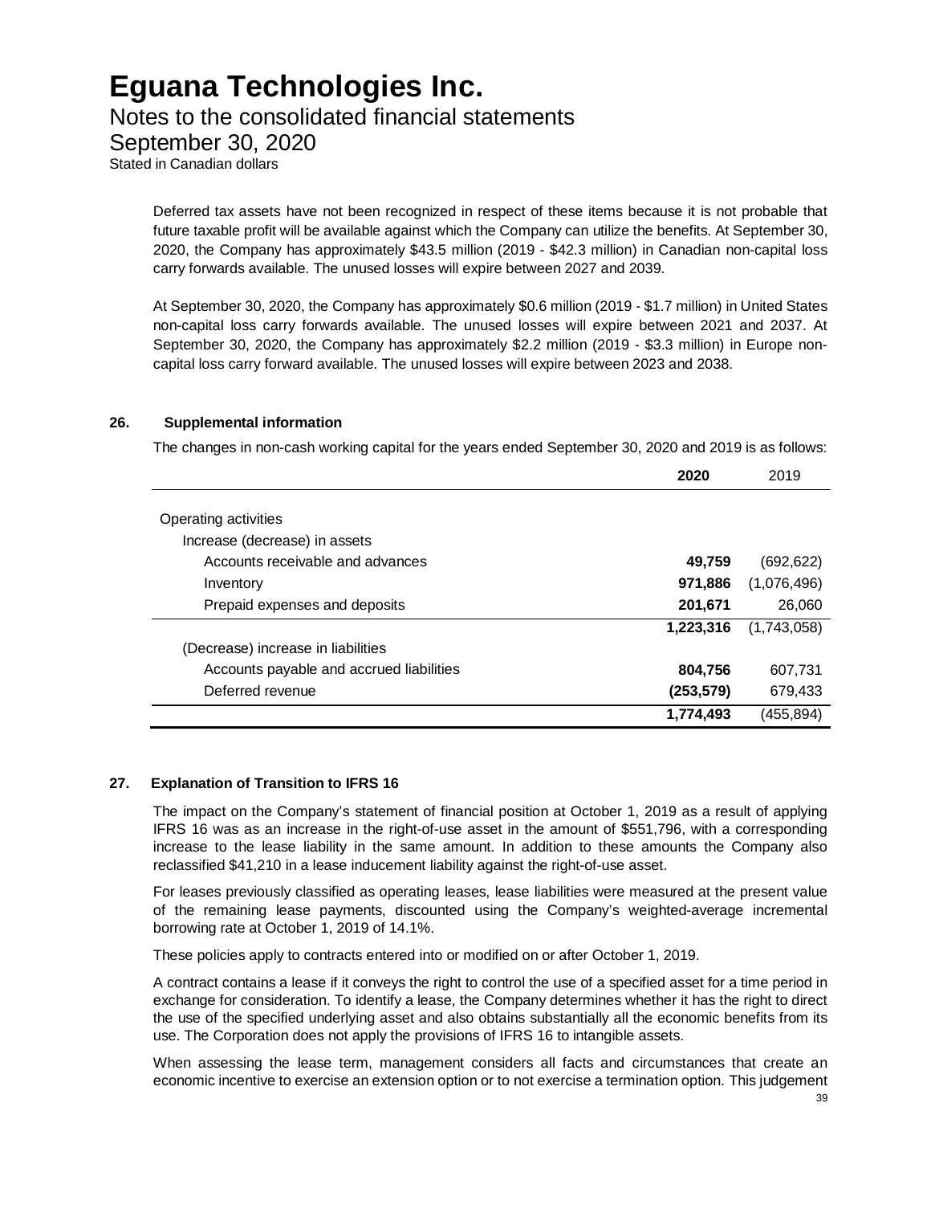Deferred tax assets have not been recognized in respect of these items because it is not probable that future taxable profit will be available against which the Company can utilize the benefits. At September 30, 2020, the Company has approximately \$43.5 million (2019 - \$42.3 million) in Canadian non-capital loss carry forwards available. The unused losses will expire between 2027 and 2039.

At September 30, 2020, the Company has approximately \$0.6 million (2019 - \$1.7 million) in United States non-capital loss carry forwards available. The unused losses will expire between 2021 and 2037. At September 30, 2020, the Company has approximately \$2.2 million (2019 - \$3.3 million) in Europe non-capital loss carry forward available. The unused losses will expire between 2023 and 2038.

## 26. Supplemental information

The changes in non-cash working capital for the years ended September 30, 2020 and 2019 is as follows:

| | **2020** | 2019 |
|---|---|---|
| Operating activities | | |
| Increase (decrease) in assets | | |
| Accounts receivable and advances | **49,759** | (692,622) |
| Inventory | **971,886** | (1,076,496) |
| Prepaid expenses and deposits | **201,671** | 26,060 |
| | **1,223,316** | (1,743,058) |
| (Decrease) increase in liabilities | | |
| Accounts payable and accrued liabilities | **804,756** | 607,731 |
| Deferred revenue | **(253,579)** | 679,433 |
| | **1,774,493** | (455,894) |

## 27. Explanation of Transition to IFRS 16

The impact on the Company's statement of financial position at October 1, 2019 as a result of applying IFRS 16 was as an increase in the right-of-use asset in the amount of \$551,796, with a corresponding increase to the lease liability in the same amount. In addition to these amounts the Company also reclassified \$41,210 in a lease inducement liability against the right-of-use asset.

For leases previously classified as operating leases, lease liabilities were measured at the present value of the remaining lease payments, discounted using the Company's weighted-average incremental borrowing rate at October 1, 2019 of 14.1%.

These policies apply to contracts entered into or modified on or after October 1, 2019.

A contract contains a lease if it conveys the right to control the use of a specified asset for a time period in exchange for consideration. To identify a lease, the Company determines whether it has the right to direct the use of the specified underlying asset and also obtains substantially all the economic benefits from its use. The Corporation does not apply the provisions of IFRS 16 to intangible assets.

When assessing the lease term, management considers all facts and circumstances that create an economic incentive to exercise an extension option or to not exercise a termination option. This judgement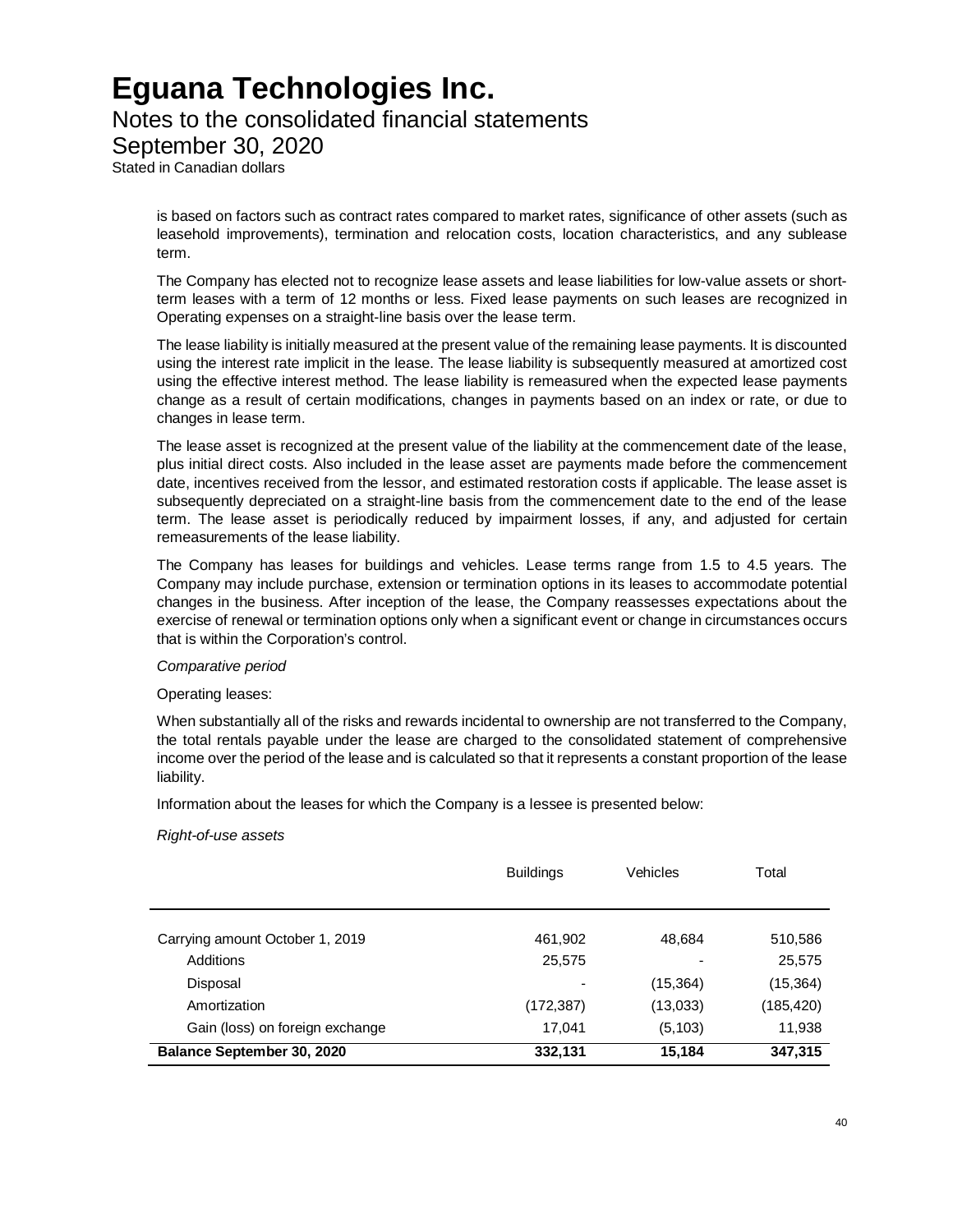is based on factors such as contract rates compared to market rates, significance of other assets (such as leasehold improvements), termination and relocation costs, location characteristics, and any sublease term.

The Company has elected not to recognize lease assets and lease liabilities for low-value assets or short-term leases with a term of 12 months or less. Fixed lease payments on such leases are recognized in Operating expenses on a straight-line basis over the lease term.

The lease liability is initially measured at the present value of the remaining lease payments. It is discounted using the interest rate implicit in the lease. The lease liability is subsequently measured at amortized cost using the effective interest method. The lease liability is remeasured when the expected lease payments change as a result of certain modifications, changes in payments based on an index or rate, or due to changes in lease term.

The lease asset is recognized at the present value of the liability at the commencement date of the lease, plus initial direct costs. Also included in the lease asset are payments made before the commencement date, incentives received from the lessor, and estimated restoration costs if applicable. The lease asset is subsequently depreciated on a straight-line basis from the commencement date to the end of the lease term. The lease asset is periodically reduced by impairment losses, if any, and adjusted for certain remeasurements of the lease liability.

The Company has leases for buildings and vehicles. Lease terms range from 1.5 to 4.5 years. The Company may include purchase, extension or termination options in its leases to accommodate potential changes in the business. After inception of the lease, the Company reassesses expectations about the exercise of renewal or termination options only when a significant event or change in circumstances occurs that is within the Corporation's control.

*Comparative period*

Operating leases:

When substantially all of the risks and rewards incidental to ownership are not transferred to the Company, the total rentals payable under the lease are charged to the consolidated statement of comprehensive income over the period of the lease and is calculated so that it represents a constant proportion of the lease liability.

Information about the leases for which the Company is a lessee is presented below:

*Right-of-use assets*

| | Buildings | Vehicles | Total |
|---|---|---|---|
| Carrying amount October 1, 2019 | 461,902 | 48,684 | 510,586 |
| Additions | 25,575 | - | 25,575 |
| Disposal | - | (15,364) | (15,364) |
| Amortization | (172,387) | (13,033) | (185,420) |
| Gain (loss) on foreign exchange | 17,041 | (5,103) | 11,938 |
| **Balance September 30, 2020** | **332,131** | **15,184** | **347,315** |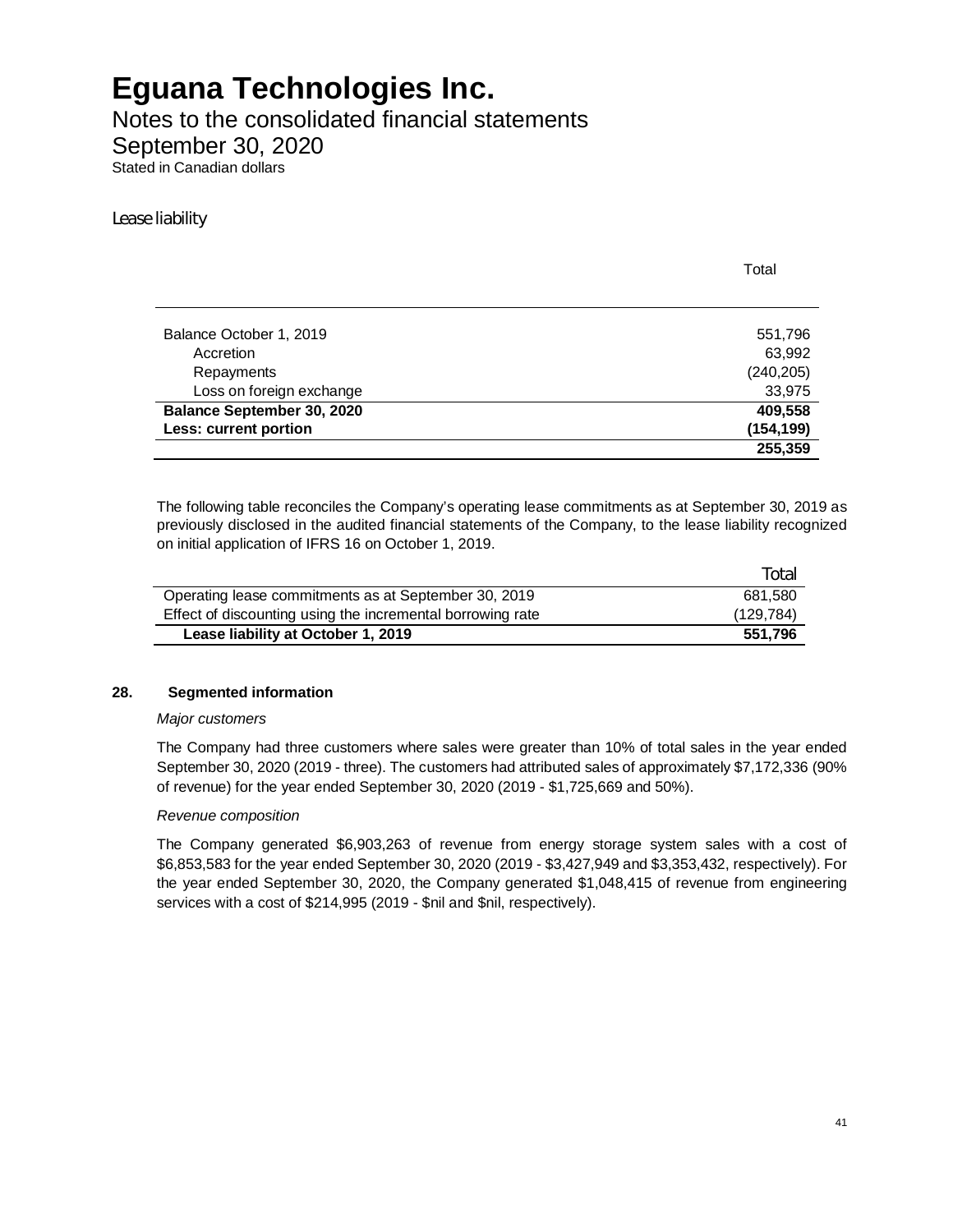### Lease liability

| | Total |
|---|---|
| Balance October 1, 2019 | 551,796 |
| Accretion | 63,992 |
| Repayments | (240,205) |
| Loss on foreign exchange | 33,975 |
| **Balance September 30, 2020** | **409,558** |
| **Less: current portion** | **(154,199)** |
| | **255,359** |

The following table reconciles the Company's operating lease commitments as at September 30, 2019 as previously disclosed in the audited financial statements of the Company, to the lease liability recognized on initial application of IFRS 16 on October 1, 2019.

| | Total |
|---|---|
| Operating lease commitments as at September 30, 2019 | 681,580 |
| Effect of discounting using the incremental borrowing rate | (129,784) |
| **Lease liability at October 1, 2019** | **551,796** |

## 28. Segmented information

*Major customers*

The Company had three customers where sales were greater than 10% of total sales in the year ended September 30, 2020 (2019 - three). The customers had attributed sales of approximately $7,172,336 (90% of revenue) for the year ended September 30, 2020 (2019 - $1,725,669 and 50%).

*Revenue composition*

The Company generated $6,903,263 of revenue from energy storage system sales with a cost of $6,853,583 for the year ended September 30, 2020 (2019 - $3,427,949 and $3,353,432, respectively). For the year ended September 30, 2020, the Company generated $1,048,415 of revenue from engineering services with a cost of $214,995 (2019 - $nil and $nil, respectively).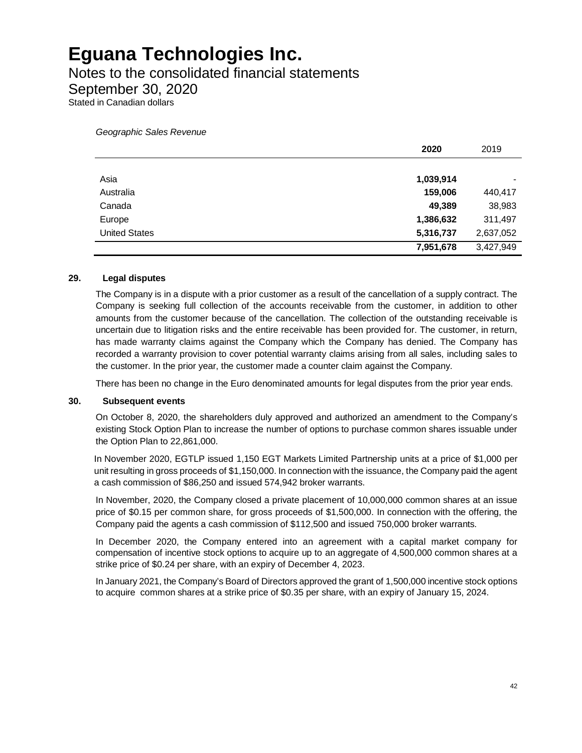# Eguana Technologies Inc.

## Notes to the consolidated financial statements

## September 30, 2020

Stated in Canadian dollars

*Geographic Sales Revenue*

| | **2020** | 2019 |
|---|---|---|
| Asia | **1,039,914** | - |
| Australia | **159,006** | 440,417 |
| Canada | **49,389** | 38,983 |
| Europe | **1,386,632** | 311,497 |
| United States | **5,316,737** | 2,637,052 |
| | **7,951,678** | 3,427,949 |

### 29. Legal disputes

The Company is in a dispute with a prior customer as a result of the cancellation of a supply contract. The Company is seeking full collection of the accounts receivable from the customer, in addition to other amounts from the customer because of the cancellation. The collection of the outstanding receivable is uncertain due to litigation risks and the entire receivable has been provided for. The customer, in return, has made warranty claims against the Company which the Company has denied. The Company has recorded a warranty provision to cover potential warranty claims arising from all sales, including sales to the customer. In the prior year, the customer made a counter claim against the Company.

There has been no change in the Euro denominated amounts for legal disputes from the prior year ends.

### 30. Subsequent events

On October 8, 2020, the shareholders duly approved and authorized an amendment to the Company's existing Stock Option Plan to increase the number of options to purchase common shares issuable under the Option Plan to 22,861,000.

In November 2020, EGTLP issued 1,150 EGT Markets Limited Partnership units at a price of $1,000 per unit resulting in gross proceeds of $1,150,000. In connection with the issuance, the Company paid the agent a cash commission of $86,250 and issued 574,942 broker warrants.

In November, 2020, the Company closed a private placement of 10,000,000 common shares at an issue price of $0.15 per common share, for gross proceeds of $1,500,000. In connection with the offering, the Company paid the agents a cash commission of $112,500 and issued 750,000 broker warrants.

In December 2020, the Company entered into an agreement with a capital market company for compensation of incentive stock options to acquire up to an aggregate of 4,500,000 common shares at a strike price of $0.24 per share, with an expiry of December 4, 2023.

In January 2021, the Company's Board of Directors approved the grant of 1,500,000 incentive stock options to acquire common shares at a strike price of $0.35 per share, with an expiry of January 15, 2024.